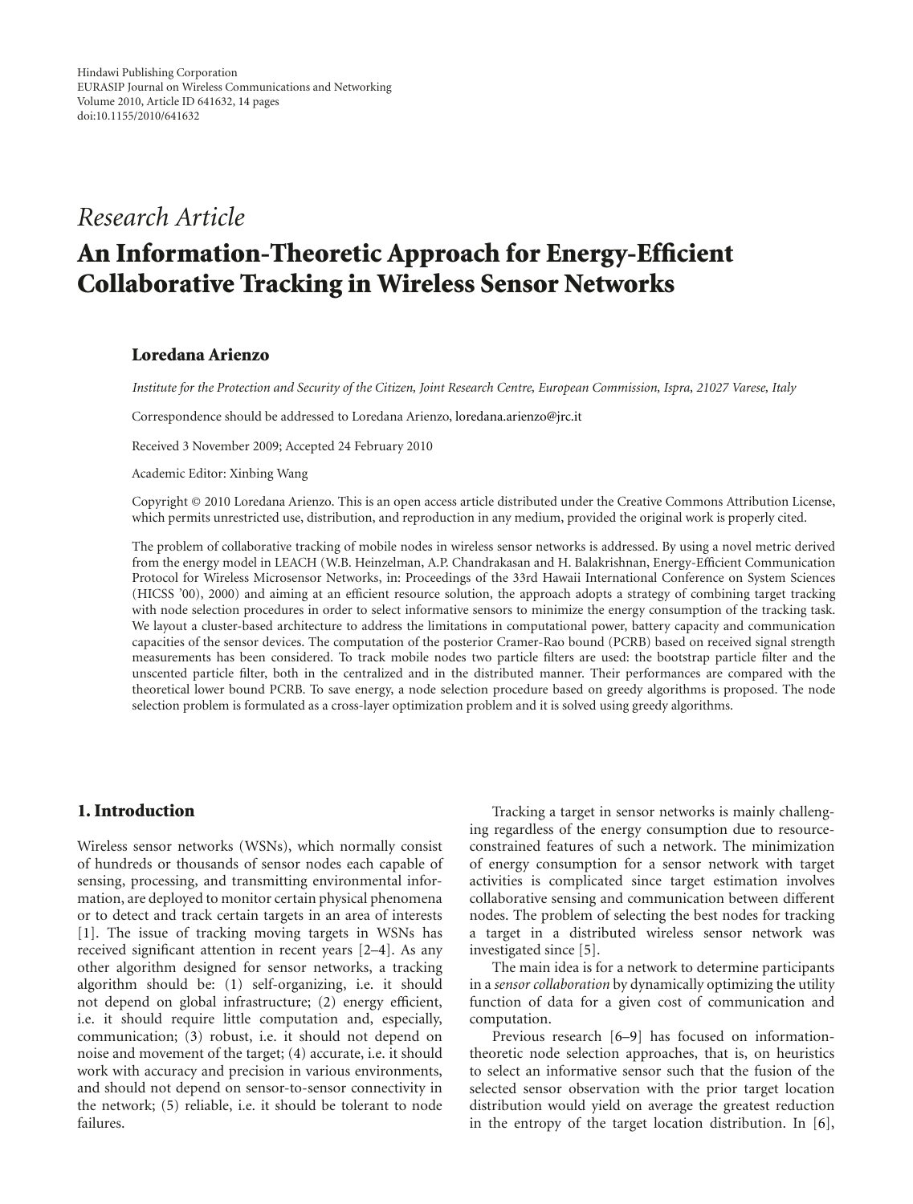Hindawi Publishing Corporation
EURASIP Journal on Wireless Communications and Networking
Volume 2010, Article ID 641632, 14 pages
doi:10.1155/2010/641632

*Research Article*

# An Information-Theoretic Approach for Energy-Efficient Collaborative Tracking in Wireless Sensor Networks

**Loredana Arienzo**

*Institute for the Protection and Security of the Citizen, Joint Research Centre, European Commission, Ispra, 21027 Varese, Italy*

Correspondence should be addressed to Loredana Arienzo, loredana.arienzo@jrc.it

Received 3 November 2009; Accepted 24 February 2010

Academic Editor: Xinbing Wang

Copyright © 2010 Loredana Arienzo. This is an open access article distributed under the Creative Commons Attribution License, which permits unrestricted use, distribution, and reproduction in any medium, provided the original work is properly cited.

The problem of collaborative tracking of mobile nodes in wireless sensor networks is addressed. By using a novel metric derived from the energy model in LEACH (W.B. Heinzelman, A.P. Chandrakasan and H. Balakrishnan, Energy-Efficient Communication Protocol for Wireless Microsensor Networks, in: Proceedings of the 33rd Hawaii International Conference on System Sciences (HICSS '00), 2000) and aiming at an efficient resource solution, the approach adopts a strategy of combining target tracking with node selection procedures in order to select informative sensors to minimize the energy consumption of the tracking task. We layout a cluster-based architecture to address the limitations in computational power, battery capacity and communication capacities of the sensor devices. The computation of the posterior Cramer-Rao bound (PCRB) based on received signal strength measurements has been considered. To track mobile nodes two particle filters are used: the bootstrap particle filter and the unscented particle filter, both in the centralized and in the distributed manner. Their performances are compared with the theoretical lower bound PCRB. To save energy, a node selection procedure based on greedy algorithms is proposed. The node selection problem is formulated as a cross-layer optimization problem and it is solved using greedy algorithms.

## 1. Introduction

Wireless sensor networks (WSNs), which normally consist of hundreds or thousands of sensor nodes each capable of sensing, processing, and transmitting environmental information, are deployed to monitor certain physical phenomena or to detect and track certain targets in an area of interests [1]. The issue of tracking moving targets in WSNs has received significant attention in recent years [2–4]. As any other algorithm designed for sensor networks, a tracking algorithm should be: (1) self-organizing, i.e. it should not depend on global infrastructure; (2) energy efficient, i.e. it should require little computation and, especially, communication; (3) robust, i.e. it should not depend on noise and movement of the target; (4) accurate, i.e. it should work with accuracy and precision in various environments, and should not depend on sensor-to-sensor connectivity in the network; (5) reliable, i.e. it should be tolerant to node failures.

Tracking a target in sensor networks is mainly challenging regardless of the energy consumption due to resource-constrained features of such a network. The minimization of energy consumption for a sensor network with target activities is complicated since target estimation involves collaborative sensing and communication between different nodes. The problem of selecting the best nodes for tracking a target in a distributed wireless sensor network was investigated since [5].

The main idea is for a network to determine participants in a *sensor collaboration* by dynamically optimizing the utility function of data for a given cost of communication and computation.

Previous research [6–9] has focused on information-theoretic node selection approaches, that is, on heuristics to select an informative sensor such that the fusion of the selected sensor observation with the prior target location distribution would yield on average the greatest reduction in the entropy of the target location distribution. In [6],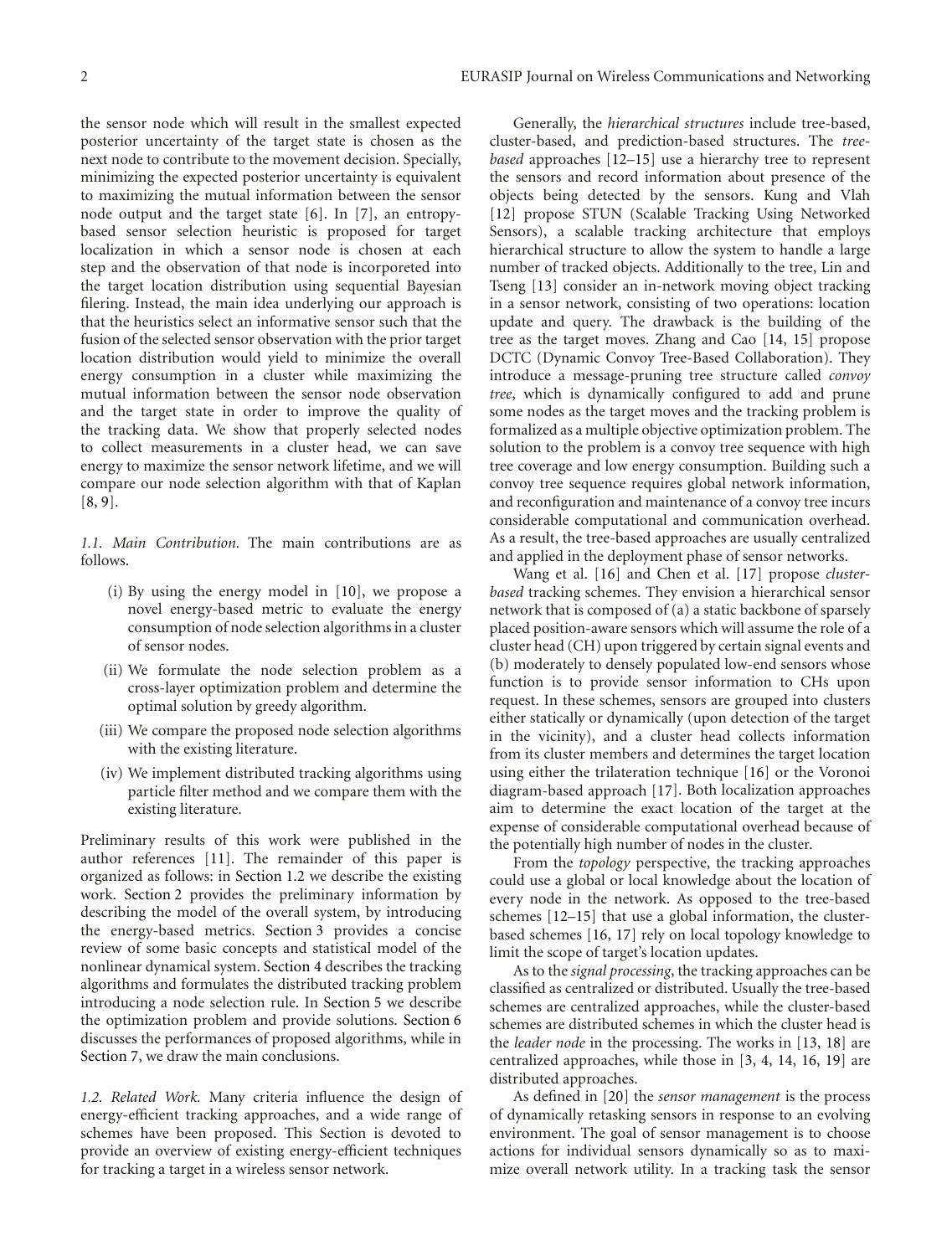the sensor node which will result in the smallest expected posterior uncertainty of the target state is chosen as the next node to contribute to the movement decision. Specially, minimizing the expected posterior uncertainty is equivalent to maximizing the mutual information between the sensor node output and the target state [6]. In [7], an entropy-based sensor selection heuristic is proposed for target localization in which a sensor node is chosen at each step and the observation of that node is incorporeted into the target location distribution using sequential Bayesian filering. Instead, the main idea underlying our approach is that the heuristics select an informative sensor such that the fusion of the selected sensor observation with the prior target location distribution would yield to minimize the overall energy consumption in a cluster while maximizing the mutual information between the sensor node observation and the target state in order to improve the quality of the tracking data. We show that properly selected nodes to collect measurements in a cluster head, we can save energy to maximize the sensor network lifetime, and we will compare our node selection algorithm with that of Kaplan [8, 9].

*1.1. Main Contribution.* The main contributions are as follows.

(i) By using the energy model in [10], we propose a novel energy-based metric to evaluate the energy consumption of node selection algorithms in a cluster of sensor nodes.

(ii) We formulate the node selection problem as a cross-layer optimization problem and determine the optimal solution by greedy algorithm.

(iii) We compare the proposed node selection algorithms with the existing literature.

(iv) We implement distributed tracking algorithms using particle filter method and we compare them with the existing literature.

Preliminary results of this work were published in the author references [11]. The remainder of this paper is organized as follows: in Section 1.2 we describe the existing work. Section 2 provides the preliminary information by describing the model of the overall system, by introducing the energy-based metrics. Section 3 provides a concise review of some basic concepts and statistical model of the nonlinear dynamical system. Section 4 describes the tracking algorithms and formulates the distributed tracking problem introducing a node selection rule. In Section 5 we describe the optimization problem and provide solutions. Section 6 discusses the performances of proposed algorithms, while in Section 7, we draw the main conclusions.

*1.2. Related Work.* Many criteria influence the design of energy-efficient tracking approaches, and a wide range of schemes have been proposed. This Section is devoted to provide an overview of existing energy-efficient techniques for tracking a target in a wireless sensor network.

Generally, the *hierarchical structures* include tree-based, cluster-based, and prediction-based structures. The *tree-based* approaches [12–15] use a hierarchy tree to represent the sensors and record information about presence of the objects being detected by the sensors. Kung and Vlah [12] propose STUN (Scalable Tracking Using Networked Sensors), a scalable tracking architecture that employs hierarchical structure to allow the system to handle a large number of tracked objects. Additionally to the tree, Lin and Tseng [13] consider an in-network moving object tracking in a sensor network, consisting of two operations: location update and query. The drawback is the building of the tree as the target moves. Zhang and Cao [14, 15] propose DCTC (Dynamic Convoy Tree-Based Collaboration). They introduce a message-pruning tree structure called *convoy tree*, which is dynamically configured to add and prune some nodes as the target moves and the tracking problem is formalized as a multiple objective optimization problem. The solution to the problem is a convoy tree sequence with high tree coverage and low energy consumption. Building such a convoy tree sequence requires global network information, and reconfiguration and maintenance of a convoy tree incurs considerable computational and communication overhead. As a result, the tree-based approaches are usually centralized and applied in the deployment phase of sensor networks.

Wang et al. [16] and Chen et al. [17] propose *cluster-based* tracking schemes. They envision a hierarchical sensor network that is composed of (a) a static backbone of sparsely placed position-aware sensors which will assume the role of a cluster head (CH) upon triggered by certain signal events and (b) moderately to densely populated low-end sensors whose function is to provide sensor information to CHs upon request. In these schemes, sensors are grouped into clusters either statically or dynamically (upon detection of the target in the vicinity), and a cluster head collects information from its cluster members and determines the target location using either the trilateration technique [16] or the Voronoi diagram-based approach [17]. Both localization approaches aim to determine the exact location of the target at the expense of considerable computational overhead because of the potentially high number of nodes in the cluster.

From the *topology* perspective, the tracking approaches could use a global or local knowledge about the location of every node in the network. As opposed to the tree-based schemes [12–15] that use a global information, the cluster-based schemes [16, 17] rely on local topology knowledge to limit the scope of target's location updates.

As to the *signal processing*, the tracking approaches can be classified as centralized or distributed. Usually the tree-based schemes are centralized approaches, while the cluster-based schemes are distributed schemes in which the cluster head is the *leader node* in the processing. The works in [13, 18] are centralized approaches, while those in [3, 4, 14, 16, 19] are distributed approaches.

As defined in [20] the *sensor management* is the process of dynamically retasking sensors in response to an evolving environment. The goal of sensor management is to choose actions for individual sensors dynamically so as to maximize overall network utility. In a tracking task the sensor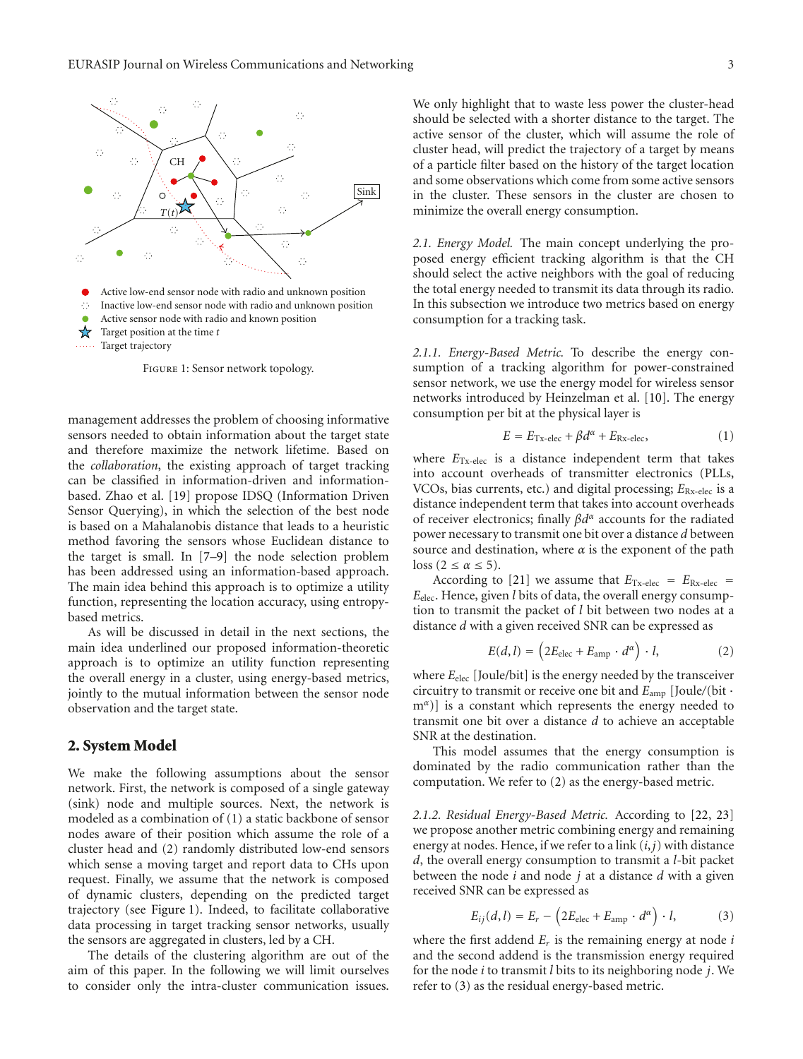Figure 1: Sensor network topology.

management addresses the problem of choosing informative sensors needed to obtain information about the target state and therefore maximize the network lifetime. Based on the *collaboration*, the existing approach of target tracking can be classified in information-driven and information-based. Zhao et al. [19] propose IDSQ (Information Driven Sensor Querying), in which the selection of the best node is based on a Mahalanobis distance that leads to a heuristic method favoring the sensors whose Euclidean distance to the target is small. In [7–9] the node selection problem has been addressed using an information-based approach. The main idea behind this approach is to optimize a utility function, representing the location accuracy, using entropy-based metrics.

As will be discussed in detail in the next sections, the main idea underlined our proposed information-theoretic approach is to optimize an utility function representing the overall energy in a cluster, using energy-based metrics, jointly to the mutual information between the sensor node observation and the target state.

## 2. System Model

We make the following assumptions about the sensor network. First, the network is composed of a single gateway (sink) node and multiple sources. Next, the network is modeled as a combination of (1) a static backbone of sensor nodes aware of their position which assume the role of a cluster head and (2) randomly distributed low-end sensors which sense a moving target and report data to CHs upon request. Finally, we assume that the network is composed of dynamic clusters, depending on the predicted target trajectory (see Figure 1). Indeed, to facilitate collaborative data processing in target tracking sensor networks, usually the sensors are aggregated in clusters, led by a CH.

The details of the clustering algorithm are out of the aim of this paper. In the following we will limit ourselves to consider only the intra-cluster communication issues. We only highlight that to waste less power the cluster-head should be selected with a shorter distance to the target. The active sensor of the cluster, which will assume the role of cluster head, will predict the trajectory of a target by means of a particle filter based on the history of the target location and some observations which come from some active sensors in the cluster. These sensors in the cluster are chosen to minimize the overall energy consumption.

*2.1. Energy Model.* The main concept underlying the proposed energy efficient tracking algorithm is that the CH should select the active neighbors with the goal of reducing the total energy needed to transmit its data through its radio. In this subsection we introduce two metrics based on energy consumption for a tracking task.

*2.1.1. Energy-Based Metric.* To describe the energy consumption of a tracking algorithm for power-constrained sensor network, we use the energy model for wireless sensor networks introduced by Heinzelman et al. [10]. The energy consumption per bit at the physical layer is

$$E = E_{\text{Tx-elec}} + \beta d^{\alpha} + E_{\text{Rx-elec}}, \tag{1}$$

where $E_{\text{Tx-elec}}$ is a distance independent term that takes into account overheads of transmitter electronics (PLLs, VCOs, bias currents, etc.) and digital processing; $E_{\text{Rx-elec}}$ is a distance independent term that takes into account overheads of receiver electronics; finally $\beta d^{\alpha}$ accounts for the radiated power necessary to transmit one bit over a distance $d$ between source and destination, where $\alpha$ is the exponent of the path loss ($2 \leq \alpha \leq 5$).

According to [21] we assume that $E_{\text{Tx-elec}} = E_{\text{Rx-elec}} = E_{\text{elec}}$. Hence, given $l$ bits of data, the overall energy consumption to transmit the packet of $l$ bit between two nodes at a distance $d$ with a given received SNR can be expressed as

$$E(d, l) = \left(2E_{\text{elec}} + E_{\text{amp}} \cdot d^{\alpha}\right) \cdot l, \tag{2}$$

where $E_{\text{elec}}$ [Joule/bit] is the energy needed by the transceiver circuitry to transmit or receive one bit and $E_{\text{amp}}$ [Joule/(bit $\cdot$ m$^{\alpha}$)] is a constant which represents the energy needed to transmit one bit over a distance $d$ to achieve an acceptable SNR at the destination.

This model assumes that the energy consumption is dominated by the radio communication rather than the computation. We refer to (2) as the energy-based metric.

*2.1.2. Residual Energy-Based Metric.* According to [22, 23] we propose another metric combining energy and remaining energy at nodes. Hence, if we refer to a link $(i, j)$ with distance $d$, the overall energy consumption to transmit a $l$-bit packet between the node $i$ and node $j$ at a distance $d$ with a given received SNR can be expressed as

$$E_{ij}(d, l) = E_r - \left(2E_{\text{elec}} + E_{\text{amp}} \cdot d^{\alpha}\right) \cdot l, \tag{3}$$

where the first addend $E_r$ is the remaining energy at node $i$ and the second addend is the transmission energy required for the node $i$ to transmit $l$ bits to its neighboring node $j$. We refer to (3) as the residual energy-based metric.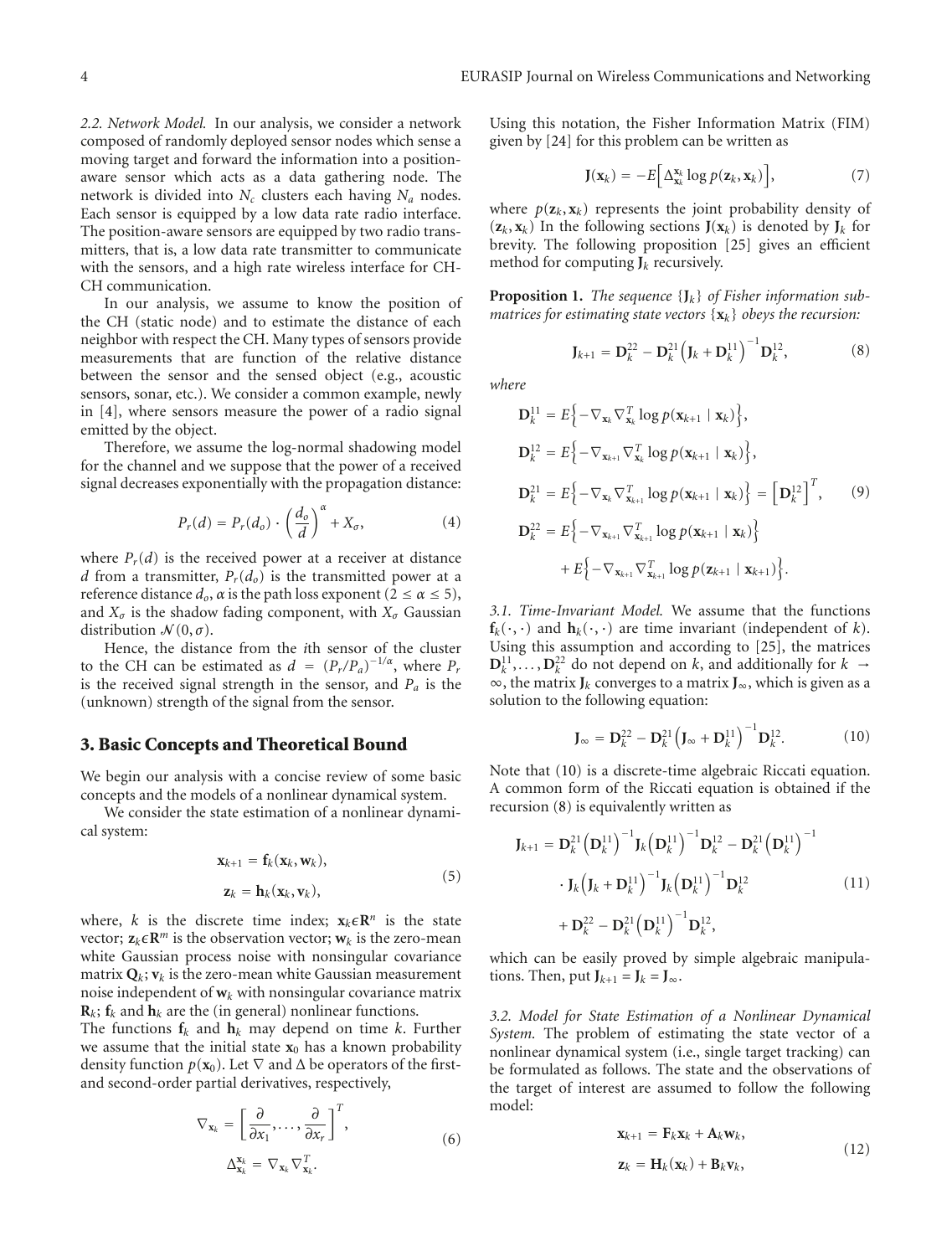*2.2. Network Model.* In our analysis, we consider a network composed of randomly deployed sensor nodes which sense a moving target and forward the information into a position-aware sensor which acts as a data gathering node. The network is divided into $N_c$ clusters each having $N_a$ nodes. Each sensor is equipped by a low data rate radio interface. The position-aware sensors are equipped by two radio transmitters, that is, a low data rate transmitter to communicate with the sensors, and a high rate wireless interface for CH-CH communication.

In our analysis, we assume to know the position of the CH (static node) and to estimate the distance of each neighbor with respect the CH. Many types of sensors provide measurements that are function of the relative distance between the sensor and the sensed object (e.g., acoustic sensors, sonar, etc.). We consider a common example, newly in [4], where sensors measure the power of a radio signal emitted by the object.

Therefore, we assume the log-normal shadowing model for the channel and we suppose that the power of a received signal decreases exponentially with the propagation distance:

$$P_r(d) = P_r(d_o) \cdot \left(\frac{d_o}{d}\right)^{\alpha} + X_\sigma, \tag{4}$$

where $P_r(d)$ is the received power at a receiver at distance $d$ from a transmitter, $P_r(d_o)$ is the transmitted power at a reference distance $d_o$, $\alpha$ is the path loss exponent ($2 \leq \alpha \leq 5$), and $X_\sigma$ is the shadow fading component, with $X_\sigma$ Gaussian distribution $\mathcal{N}(0, \sigma)$.

Hence, the distance from the $i$th sensor of the cluster to the CH can be estimated as $d = (P_r/P_a)^{-1/\alpha}$, where $P_r$ is the received signal strength in the sensor, and $P_a$ is the (unknown) strength of the signal from the sensor.

## 3. Basic Concepts and Theoretical Bound

We begin our analysis with a concise review of some basic concepts and the models of a nonlinear dynamical system.

We consider the state estimation of a nonlinear dynamical system:

$$\begin{aligned}\mathbf{x}_{k+1} &= \mathbf{f}_k(\mathbf{x}_k, \mathbf{w}_k),\\ \mathbf{z}_k &= \mathbf{h}_k(\mathbf{x}_k, \mathbf{v}_k),\end{aligned} \tag{5}$$

where, $k$ is the discrete time index; $\mathbf{x}_k \epsilon \mathbf{R}^n$ is the state vector; $\mathbf{z}_k \epsilon \mathbf{R}^m$ is the observation vector; $\mathbf{w}_k$ is the zero-mean white Gaussian process noise with nonsingular covariance matrix $\mathbf{Q}_k$; $\mathbf{v}_k$ is the zero-mean white Gaussian measurement noise independent of $\mathbf{w}_k$ with nonsingular covariance matrix $\mathbf{R}_k$; $\mathbf{f}_k$ and $\mathbf{h}_k$ are the (in general) nonlinear functions.
The functions $\mathbf{f}_k$ and $\mathbf{h}_k$ may depend on time $k$. Further we assume that the initial state $\mathbf{x}_0$ has a known probability density function $p(\mathbf{x}_0)$. Let $\nabla$ and $\Delta$ be operators of the first- and second-order partial derivatives, respectively,

$$\begin{aligned}\nabla_{\mathbf{x}_k} &= \left[\frac{\partial}{\partial x_1}, \ldots, \frac{\partial}{\partial x_r}\right]^T,\\ \Delta_{\mathbf{x}_k}^{\mathbf{x}_k} &= \nabla_{\mathbf{x}_k} \nabla_{\mathbf{x}_k}^T.\end{aligned} \tag{6}$$

Using this notation, the Fisher Information Matrix (FIM) given by [24] for this problem can be written as

$$\mathbf{J}(\mathbf{x}_k) = -E\left[\Delta_{\mathbf{x}_k}^{\mathbf{x}_k} \log p(\mathbf{z}_k, \mathbf{x}_k)\right], \tag{7}$$

where $p(\mathbf{z}_k, \mathbf{x}_k)$ represents the joint probability density of $(\mathbf{z}_k, \mathbf{x}_k)$ In the following sections $\mathbf{J}(\mathbf{x}_k)$ is denoted by $\mathbf{J}_k$ for brevity. The following proposition [25] gives an efficient method for computing $\mathbf{J}_k$ recursively.

**Proposition 1.** *The sequence $\{\mathbf{J}_k\}$ of Fisher information submatrices for estimating state vectors $\{\mathbf{x}_k\}$ obeys the recursion:*

$$\mathbf{J}_{k+1} = \mathbf{D}_k^{22} - \mathbf{D}_k^{21}\left(\mathbf{J}_k + \mathbf{D}_k^{11}\right)^{-1}\mathbf{D}_k^{12}, \tag{8}$$

*where*

$$\begin{aligned}\mathbf{D}_k^{11} &= E\left\{-\nabla_{\mathbf{x}_k}\nabla_{\mathbf{x}_k}^T \log p(\mathbf{x}_{k+1} \mid \mathbf{x}_k)\right\},\\ \mathbf{D}_k^{12} &= E\left\{-\nabla_{\mathbf{x}_{k+1}}\nabla_{\mathbf{x}_k}^T \log p(\mathbf{x}_{k+1} \mid \mathbf{x}_k)\right\},\\ \mathbf{D}_k^{21} &= E\left\{-\nabla_{\mathbf{x}_k}\nabla_{\mathbf{x}_{k+1}}^T \log p(\mathbf{x}_{k+1} \mid \mathbf{x}_k)\right\} = \left[\mathbf{D}_k^{12}\right]^T,\\ \mathbf{D}_k^{22} &= E\left\{-\nabla_{\mathbf{x}_{k+1}}\nabla_{\mathbf{x}_{k+1}}^T \log p(\mathbf{x}_{k+1} \mid \mathbf{x}_k)\right\}\\ &\quad + E\left\{-\nabla_{\mathbf{x}_{k+1}}\nabla_{\mathbf{x}_{k+1}}^T \log p(\mathbf{z}_{k+1} \mid \mathbf{x}_{k+1})\right\}.\end{aligned} \tag{9}$$

*3.1. Time-Invariant Model.* We assume that the functions $\mathbf{f}_k(\cdot,\cdot)$ and $\mathbf{h}_k(\cdot,\cdot)$ are time invariant (independent of $k$). Using this assumption and according to [25], the matrices $\mathbf{D}_k^{11}, \ldots, \mathbf{D}_k^{22}$ do not depend on $k$, and additionally for $k \to \infty$, the matrix $\mathbf{J}_k$ converges to a matrix $\mathbf{J}_\infty$, which is given as a solution to the following equation:

$$\mathbf{J}_\infty = \mathbf{D}_k^{22} - \mathbf{D}_k^{21}\left(\mathbf{J}_\infty + \mathbf{D}_k^{11}\right)^{-1}\mathbf{D}_k^{12}. \tag{10}$$

Note that (10) is a discrete-time algebraic Riccati equation. A common form of the Riccati equation is obtained if the recursion (8) is equivalently written as

$$\begin{aligned}\mathbf{J}_{k+1} &= \mathbf{D}_k^{21}\left(\mathbf{D}_k^{11}\right)^{-1}\mathbf{J}_k\left(\mathbf{D}_k^{11}\right)^{-1}\mathbf{D}_k^{12} - \mathbf{D}_k^{21}\left(\mathbf{D}_k^{11}\right)^{-1}\\ &\quad \cdot \mathbf{J}_k\left(\mathbf{J}_k + \mathbf{D}_k^{11}\right)^{-1}\mathbf{J}_k\left(\mathbf{D}_k^{11}\right)^{-1}\mathbf{D}_k^{12}\\ &\quad + \mathbf{D}_k^{22} - \mathbf{D}_k^{21}\left(\mathbf{D}_k^{11}\right)^{-1}\mathbf{D}_k^{12},\end{aligned} \tag{11}$$

which can be easily proved by simple algebraic manipulations. Then, put $\mathbf{J}_{k+1} = \mathbf{J}_k = \mathbf{J}_\infty$.

*3.2. Model for State Estimation of a Nonlinear Dynamical System.* The problem of estimating the state vector of a nonlinear dynamical system (i.e., single target tracking) can be formulated as follows. The state and the observations of the target of interest are assumed to follow the following model:

$$\begin{aligned}\mathbf{x}_{k+1} &= \mathbf{F}_k\mathbf{x}_k + \mathbf{A}_k\mathbf{w}_k,\\ \mathbf{z}_k &= \mathbf{H}_k(\mathbf{x}_k) + \mathbf{B}_k\mathbf{v}_k,\end{aligned} \tag{12}$$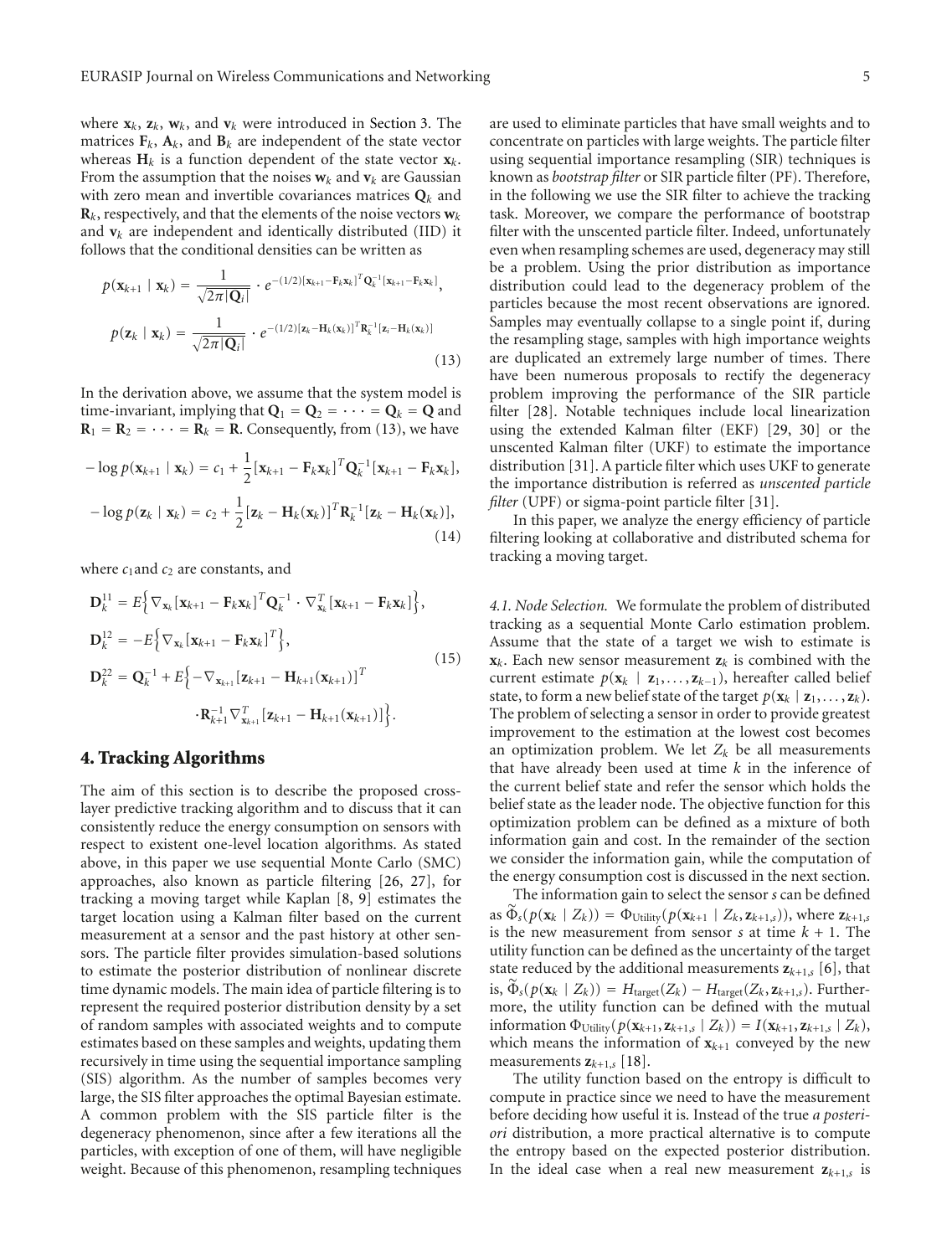where $\mathbf{x}_k$, $\mathbf{z}_k$, $\mathbf{w}_k$, and $\mathbf{v}_k$ were introduced in Section 3. The matrices $\mathbf{F}_k$, $\mathbf{A}_k$, and $\mathbf{B}_k$ are independent of the state vector whereas $\mathbf{H}_k$ is a function dependent of the state vector $\mathbf{x}_k$. From the assumption that the noises $\mathbf{w}_k$ and $\mathbf{v}_k$ are Gaussian with zero mean and invertible covariances matrices $\mathbf{Q}_k$ and $\mathbf{R}_k$, respectively, and that the elements of the noise vectors $\mathbf{w}_k$ and $\mathbf{v}_k$ are independent and identically distributed (IID) it follows that the conditional densities can be written as

$$
\begin{aligned}
p(\mathbf{x}_{k+1} \mid \mathbf{x}_k) &= \frac{1}{\sqrt{2\pi|\mathbf{Q}_i|}} \cdot e^{-(1/2)[\mathbf{x}_{k+1}-\mathbf{F}_k\mathbf{x}_k]^T\mathbf{Q}_k^{-1}[\mathbf{x}_{k+1}-\mathbf{F}_k\mathbf{x}_k]}, \\
p(\mathbf{z}_k \mid \mathbf{x}_k) &= \frac{1}{\sqrt{2\pi|\mathbf{Q}_i|}} \cdot e^{-(1/2)[\mathbf{z}_k-\mathbf{H}_k(\mathbf{x}_k)]^T\mathbf{R}_k^{-1}[\mathbf{z}_i-\mathbf{H}_k(\mathbf{x}_k)]}
\end{aligned}
\tag{13}
$$

In the derivation above, we assume that the system model is time-invariant, implying that $\mathbf{Q}_1 = \mathbf{Q}_2 = \cdots = \mathbf{Q}_k = \mathbf{Q}$ and $\mathbf{R}_1 = \mathbf{R}_2 = \cdots = \mathbf{R}_k = \mathbf{R}$. Consequently, from (13), we have

$$
\begin{aligned}
-\log p(\mathbf{x}_{k+1} \mid \mathbf{x}_k) &= c_1 + \frac{1}{2}[\mathbf{x}_{k+1} - \mathbf{F}_k\mathbf{x}_k]^T\mathbf{Q}_k^{-1}[\mathbf{x}_{k+1} - \mathbf{F}_k\mathbf{x}_k], \\
-\log p(\mathbf{z}_k \mid \mathbf{x}_k) &= c_2 + \frac{1}{2}[\mathbf{z}_k - \mathbf{H}_k(\mathbf{x}_k)]^T\mathbf{R}_k^{-1}[\mathbf{z}_k - \mathbf{H}_k(\mathbf{x}_k)],
\end{aligned}
\tag{14}
$$

where $c_1$and $c_2$ are constants, and

$$
\begin{aligned}
\mathbf{D}_k^{11} &= E\Big\{\nabla_{\mathbf{x}_k}[\mathbf{x}_{k+1} - \mathbf{F}_k\mathbf{x}_k]^T\mathbf{Q}_k^{-1} \cdot \nabla_{\mathbf{x}_k}^T[\mathbf{x}_{k+1} - \mathbf{F}_k\mathbf{x}_k]\Big\}, \\
\mathbf{D}_k^{12} &= -E\Big\{\nabla_{\mathbf{x}_k}[\mathbf{x}_{k+1} - \mathbf{F}_k\mathbf{x}_k]^T\Big\}, \\
\mathbf{D}_k^{22} &= \mathbf{Q}_k^{-1} + E\Big\{-\nabla_{\mathbf{x}_{k+1}}[\mathbf{z}_{k+1} - \mathbf{H}_{k+1}(\mathbf{x}_{k+1})]^T \\
&\qquad \cdot\mathbf{R}_{k+1}^{-1}\nabla_{\mathbf{x}_{k+1}}^T[\mathbf{z}_{k+1} - \mathbf{H}_{k+1}(\mathbf{x}_{k+1})]\Big\}.
\end{aligned}
\tag{15}
$$

## 4. Tracking Algorithms

The aim of this section is to describe the proposed cross-layer predictive tracking algorithm and to discuss that it can consistently reduce the energy consumption on sensors with respect to existent one-level location algorithms. As stated above, in this paper we use sequential Monte Carlo (SMC) approaches, also known as particle filtering [26, 27], for tracking a moving target while Kaplan [8, 9] estimates the target location using a Kalman filter based on the current measurement at a sensor and the past history at other sensors. The particle filter provides simulation-based solutions to estimate the posterior distribution of nonlinear discrete time dynamic models. The main idea of particle filtering is to represent the required posterior distribution density by a set of random samples with associated weights and to compute estimates based on these samples and weights, updating them recursively in time using the sequential importance sampling (SIS) algorithm. As the number of samples becomes very large, the SIS filter approaches the optimal Bayesian estimate. A common problem with the SIS particle filter is the degeneracy phenomenon, since after a few iterations all the particles, with exception of one of them, will have negligible weight. Because of this phenomenon, resampling techniques are used to eliminate particles that have small weights and to concentrate on particles with large weights. The particle filter using sequential importance resampling (SIR) techniques is known as *bootstrap filter* or SIR particle filter (PF). Therefore, in the following we use the SIR filter to achieve the tracking task. Moreover, we compare the performance of bootstrap filter with the unscented particle filter. Indeed, unfortunately even when resampling schemes are used, degeneracy may still be a problem. Using the prior distribution as importance distribution could lead to the degeneracy problem of the particles because the most recent observations are ignored. Samples may eventually collapse to a single point if, during the resampling stage, samples with high importance weights are duplicated an extremely large number of times. There have been numerous proposals to rectify the degeneracy problem improving the performance of the SIR particle filter [28]. Notable techniques include local linearization using the extended Kalman filter (EKF) [29, 30] or the unscented Kalman filter (UKF) to estimate the importance distribution [31]. A particle filter which uses UKF to generate the importance distribution is referred as *unscented particle filter* (UPF) or sigma-point particle filter [31].

In this paper, we analyze the energy efficiency of particle filtering looking at collaborative and distributed schema for tracking a moving target.

*4.1. Node Selection.* We formulate the problem of distributed tracking as a sequential Monte Carlo estimation problem. Assume that the state of a target we wish to estimate is $\mathbf{x}_k$. Each new sensor measurement $\mathbf{z}_k$ is combined with the current estimate $p(\mathbf{x}_k \mid \mathbf{z}_1, \ldots, \mathbf{z}_{k-1})$, hereafter called belief state, to form a new belief state of the target $p(\mathbf{x}_k \mid \mathbf{z}_1, \ldots, \mathbf{z}_k)$. The problem of selecting a sensor in order to provide greatest improvement to the estimation at the lowest cost becomes an optimization problem. We let $Z_k$ be all measurements that have already been used at time $k$ in the inference of the current belief state and refer the sensor which holds the belief state as the leader node. The objective function for this optimization problem can be defined as a mixture of both information gain and cost. In the remainder of the section we consider the information gain, while the computation of the energy consumption cost is discussed in the next section.

The information gain to select the sensor $s$ can be defined as $\widetilde{\Phi}_s(p(\mathbf{x}_k \mid Z_k)) = \Phi_{\text{Utility}}(p(\mathbf{x}_{k+1} \mid Z_k, \mathbf{z}_{k+1,s}))$, where $\mathbf{z}_{k+1,s}$ is the new measurement from sensor $s$ at time $k + 1$. The utility function can be defined as the uncertainty of the target state reduced by the additional measurements $\mathbf{z}_{k+1,s}$ [6], that is, $\widetilde{\Phi}_s(p(\mathbf{x}_k \mid Z_k)) = H_{\text{target}}(Z_k) - H_{\text{target}}(Z_k, \mathbf{z}_{k+1,s})$. Furthermore, the utility function can be defined with the mutual information $\Phi_{\text{Utility}}(p(\mathbf{x}_{k+1}, \mathbf{z}_{k+1,s} \mid Z_k)) = I(\mathbf{x}_{k+1}, \mathbf{z}_{k+1,s} \mid Z_k)$, which means the information of $\mathbf{x}_{k+1}$ conveyed by the new measurements $\mathbf{z}_{k+1,s}$ [18].

The utility function based on the entropy is difficult to compute in practice since we need to have the measurement before deciding how useful it is. Instead of the true *a posteriori* distribution, a more practical alternative is to compute the entropy based on the expected posterior distribution. In the ideal case when a real new measurement $\mathbf{z}_{k+1,s}$ is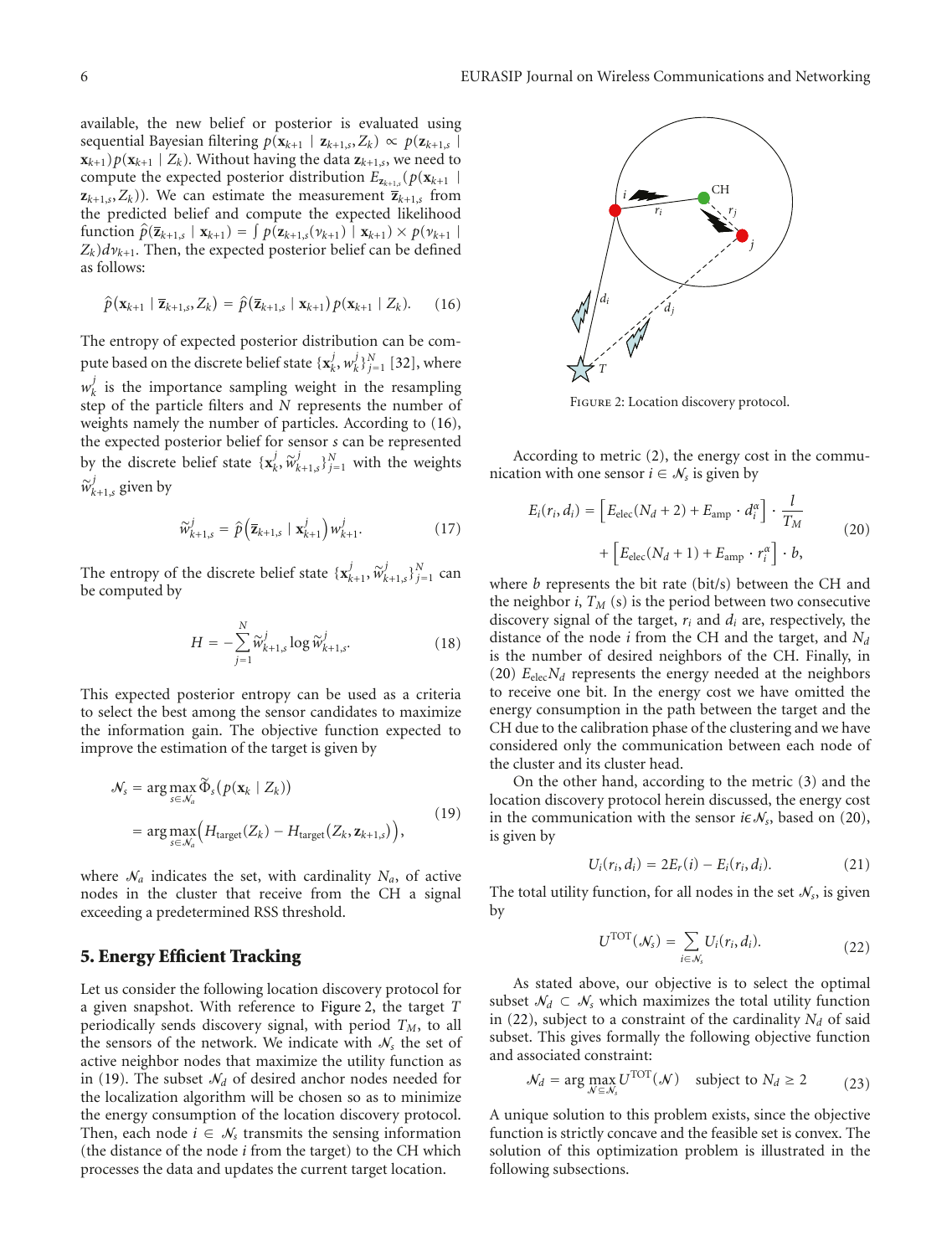available, the new belief or posterior is evaluated using sequential Bayesian filtering $p(\mathbf{x}_{k+1} \mid \mathbf{z}_{k+1,s}, Z_k) \propto p(\mathbf{z}_{k+1,s} \mid \mathbf{x}_{k+1}) p(\mathbf{x}_{k+1} \mid Z_k)$. Without having the data $\mathbf{z}_{k+1,s}$, we need to compute the expected posterior distribution $E_{\mathbf{z}_{k+1,s}}(p(\mathbf{x}_{k+1} \mid \mathbf{z}_{k+1,s}, Z_k))$. We can estimate the measurement $\overline{\mathbf{z}}_{k+1,s}$ from the predicted belief and compute the expected likelihood function $\hat{p}(\overline{\mathbf{z}}_{k+1,s} \mid \mathbf{x}_{k+1}) = \int p(\mathbf{z}_{k+1,s}(\nu_{k+1}) \mid \mathbf{x}_{k+1}) \times p(\nu_{k+1} \mid Z_k) d\nu_{k+1}$. Then, the expected posterior belief can be defined as follows:

$$\hat{p}(\mathbf{x}_{k+1} \mid \overline{\mathbf{z}}_{k+1,s}, Z_k) = \hat{p}(\overline{\mathbf{z}}_{k+1,s} \mid \mathbf{x}_{k+1}) p(\mathbf{x}_{k+1} \mid Z_k). \tag{16}$$

The entropy of expected posterior distribution can be compute based on the discrete belief state $\{\mathbf{x}_k^j, w_k^j\}_{j=1}^N$ [32], where $w_k^j$ is the importance sampling weight in the resampling step of the particle filters and $N$ represents the number of weights namely the number of particles. According to (16), the expected posterior belief for sensor $s$ can be represented by the discrete belief state $\{\mathbf{x}_k^j, \widetilde{w}_{k+1,s}^j\}_{j=1}^N$ with the weights $\widetilde{w}_{k+1,s}^j$ given by

$$\widetilde{w}_{k+1,s}^j = \hat{p}\left(\overline{\mathbf{z}}_{k+1,s} \mid \mathbf{x}_{k+1}^j\right) w_{k+1}^j. \tag{17}$$

The entropy of the discrete belief state $\{\mathbf{x}_{k+1}^j, \widetilde{w}_{k+1,s}^j\}_{j=1}^N$ can be computed by

$$H = -\sum_{j=1}^{N} \widetilde{w}_{k+1,s}^j \log \widetilde{w}_{k+1,s}^j. \tag{18}$$

This expected posterior entropy can be used as a criteria to select the best among the sensor candidates to maximize the information gain. The objective function expected to improve the estimation of the target is given by

$$\begin{aligned} \mathcal{N}_s &= \arg\max_{s \in \mathcal{N}_a} \widetilde{\Phi}_s(p(\mathbf{x}_k \mid Z_k)) \\ &= \arg\max_{s \in \mathcal{N}_a} \left( H_{\text{target}}(Z_k) - H_{\text{target}}(Z_k, \mathbf{z}_{k+1,s}) \right), \end{aligned} \tag{19}$$

where $\mathcal{N}_a$ indicates the set, with cardinality $N_a$, of active nodes in the cluster that receive from the CH a signal exceeding a predetermined RSS threshold.

## 5. Energy Efficient Tracking

Let us consider the following location discovery protocol for a given snapshot. With reference to Figure 2, the target $T$ periodically sends discovery signal, with period $T_M$, to all the sensors of the network. We indicate with $\mathcal{N}_s$ the set of active neighbor nodes that maximize the utility function as in (19). The subset $\mathcal{N}_d$ of desired anchor nodes needed for the localization algorithm will be chosen so as to minimize the energy consumption of the location discovery protocol. Then, each node $i \in \mathcal{N}_s$ transmits the sensing information (the distance of the node $i$ from the target) to the CH which processes the data and updates the current target location.

Figure 2: Location discovery protocol.

According to metric (2), the energy cost in the communication with one sensor $i \in \mathcal{N}_s$ is given by

$$\begin{aligned} E_i(r_i, d_i) = &\left[ E_{\text{elec}}(N_d + 2) + E_{\text{amp}} \cdot d_i^{\alpha} \right] \cdot \frac{l}{T_M} \\ &+ \left[ E_{\text{elec}}(N_d + 1) + E_{\text{amp}} \cdot r_i^{\alpha} \right] \cdot b, \end{aligned} \tag{20}$$

where $b$ represents the bit rate (bit/s) between the CH and the neighbor $i$, $T_M$ (s) is the period between two consecutive discovery signal of the target, $r_i$ and $d_i$ are, respectively, the distance of the node $i$ from the CH and the target, and $N_d$ is the number of desired neighbors of the CH. Finally, in (20) $E_{\text{elec}} N_d$ represents the energy needed at the neighbors to receive one bit. In the energy cost we have omitted the energy consumption in the path between the target and the CH due to the calibration phase of the clustering and we have considered only the communication between each node of the cluster and its cluster head.

On the other hand, according to the metric (3) and the location discovery protocol herein discussed, the energy cost in the communication with the sensor $i \epsilon \mathcal{N}_s$, based on (20), is given by

$$U_i(r_i, d_i) = 2E_r(i) - E_i(r_i, d_i). \tag{21}$$

The total utility function, for all nodes in the set $\mathcal{N}_s$, is given by

$$U^{\text{TOT}}(\mathcal{N}_s) = \sum_{i \in \mathcal{N}_s} U_i(r_i, d_i). \tag{22}$$

As stated above, our objective is to select the optimal subset $\mathcal{N}_d \subset \mathcal{N}_s$ which maximizes the total utility function in (22), subject to a constraint of the cardinality $N_d$ of said subset. This gives formally the following objective function and associated constraint:

$$\mathcal{N}_d = \arg\max_{\mathcal{N} \subseteq \mathcal{N}_s} U^{\text{TOT}}(\mathcal{N}) \quad \text{subject to } N_d \geq 2 \tag{23}$$

A unique solution to this problem exists, since the objective function is strictly concave and the feasible set is convex. The solution of this optimization problem is illustrated in the following subsections.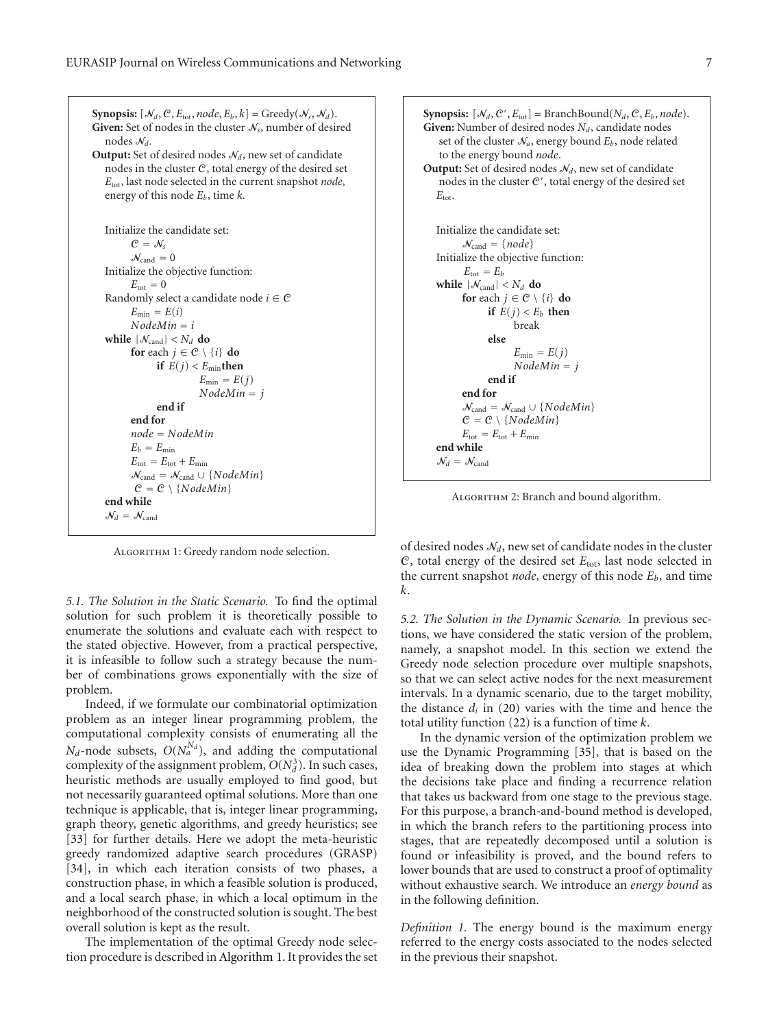```
Synopsis: [N_d, C, E_tot, node, E_b, k] = Greedy(N_s, N_d).
Given: Set of nodes in the cluster N_s, number of desired
  nodes N_d.
Output: Set of desired nodes N_d, new set of candidate
  nodes in the cluster C, total energy of the desired set
  E_tot, last node selected in the current snapshot node,
  energy of this node E_b, time k.

Initialize the candidate set:
    C = N_s
    N_cand = 0
Initialize the objective function:
    E_tot = 0
Randomly select a candidate node i ∈ C
    E_min = E(i)
    NodeMin = i
while |N_cand| < N_d do
    for each j ∈ C \ {i} do
        if E(j) < E_min then
                E_min = E(j)
                NodeMin = j
        end if
    end for
    node = NodeMin
    E_b = E_min
    E_tot = E_tot + E_min
    N_cand = N_cand ∪ {NodeMin}
    C = C \ {NodeMin}
end while
N_d = N_cand
```

Algorithm 1: Greedy random node selection.

*5.1. The Solution in the Static Scenario.* To find the optimal solution for such problem it is theoretically possible to enumerate the solutions and evaluate each with respect to the stated objective. However, from a practical perspective, it is infeasible to follow such a strategy because the number of combinations grows exponentially with the size of problem.

Indeed, if we formulate our combinatorial optimization problem as an integer linear programming problem, the computational complexity consists of enumerating all the $N_d$-node subsets, $O(N_a^{N_d})$, and adding the computational complexity of the assignment problem, $O(N_d^3)$. In such cases, heuristic methods are usually employed to find good, but not necessarily guaranteed optimal solutions. More than one technique is applicable, that is, integer linear programming, graph theory, genetic algorithms, and greedy heuristics; see [33] for further details. Here we adopt the meta-heuristic greedy randomized adaptive search procedures (GRASP) [34], in which each iteration consists of two phases, a construction phase, in which a feasible solution is produced, and a local search phase, in which a local optimum in the neighborhood of the constructed solution is sought. The best overall solution is kept as the result.

The implementation of the optimal Greedy node selection procedure is described in Algorithm 1. It provides the set of desired nodes $\mathcal{N}_d$, new set of candidate nodes in the cluster $\mathcal{C}$, total energy of the desired set $E_{\text{tot}}$, last node selected in the current snapshot *node*, energy of this node $E_b$, and time $k$.

```
Synopsis: [N_d, C', E_tot] = BranchBound(N_d, C, E_b, node).
Given: Number of desired nodes N_d, candidate nodes
  set of the cluster N_a, energy bound E_b, node related
  to the energy bound node.
Output: Set of desired nodes N_d, new set of candidate
  nodes in the cluster C', total energy of the desired set
  E_tot.

Initialize the candidate set:
    N_cand = {node}
Initialize the objective function:
    E_tot = E_b
while |N_cand| < N_d do
    for each j ∈ C \ {i} do
        if E(j) < E_b then
            break
        else
            E_min = E(j)
            NodeMin = j
        end if
    end for
    N_cand = N_cand ∪ {NodeMin}
    C = C \ {NodeMin}
    E_tot = E_tot + E_min
end while
N_d = N_cand
```

Algorithm 2: Branch and bound algorithm.

*5.2. The Solution in the Dynamic Scenario.* In previous sections, we have considered the static version of the problem, namely, a snapshot model. In this section we extend the Greedy node selection procedure over multiple snapshots, so that we can select active nodes for the next measurement intervals. In a dynamic scenario, due to the target mobility, the distance $d_i$ in (20) varies with the time and hence the total utility function (22) is a function of time $k$.

In the dynamic version of the optimization problem we use the Dynamic Programming [35], that is based on the idea of breaking down the problem into stages at which the decisions take place and finding a recurrence relation that takes us backward from one stage to the previous stage. For this purpose, a branch-and-bound method is developed, in which the branch refers to the partitioning process into stages, that are repeatedly decomposed until a solution is found or infeasibility is proved, and the bound refers to lower bounds that are used to construct a proof of optimality without exhaustive search. We introduce an *energy bound* as in the following definition.

*Definition 1.* The energy bound is the maximum energy referred to the energy costs associated to the nodes selected in the previous their snapshot.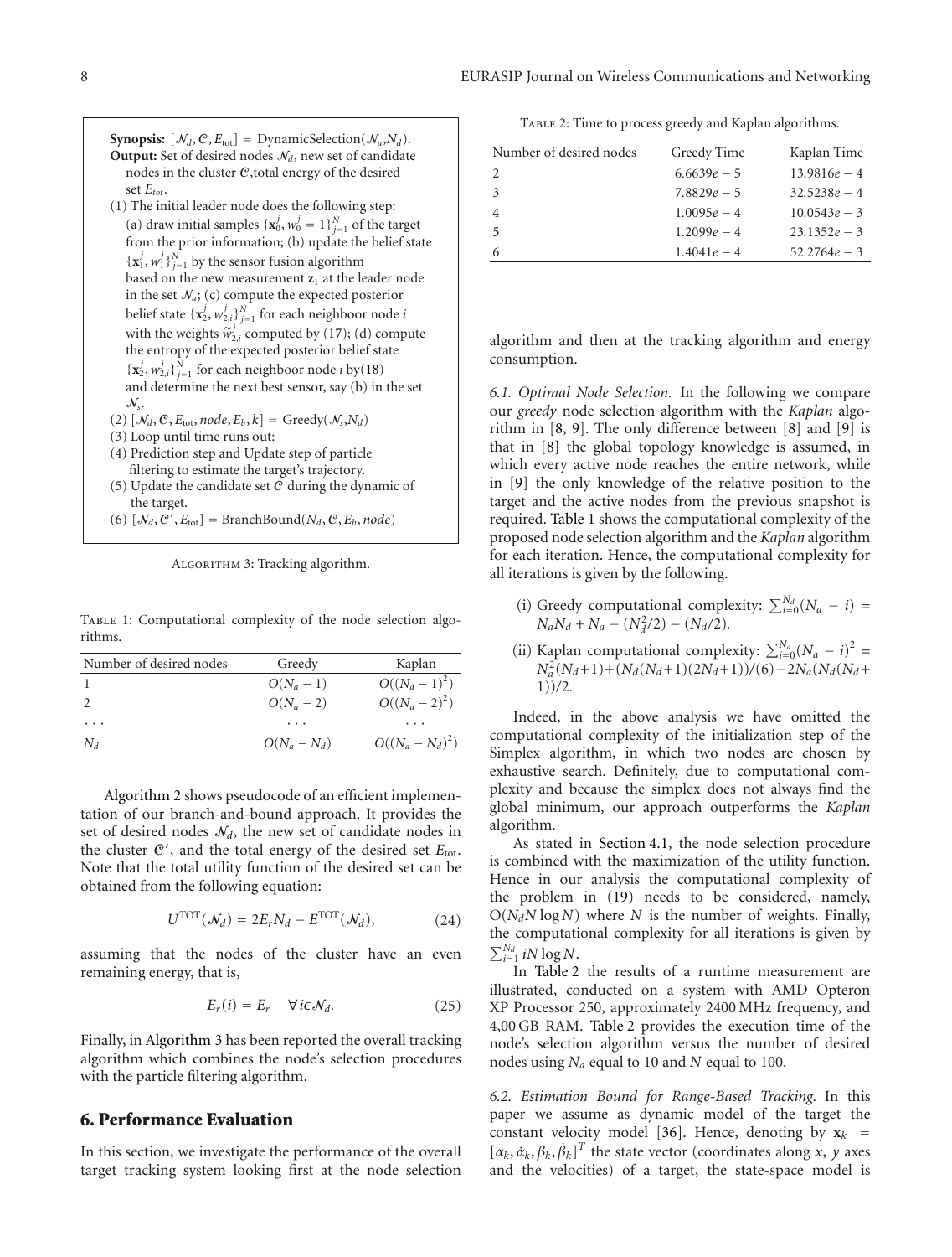**Synopsis:** $[\mathcal{N}_d, \mathcal{C}, E_{\text{tot}}] = \text{DynamicSelection}(\mathcal{N}_a, N_d)$.
**Output:** Set of desired nodes $\mathcal{N}_d$, new set of candidate nodes in the cluster $\mathcal{C}$, total energy of the desired set $E_{tot}$.
(1) The initial leader node does the following step: (a) draw initial samples $\{\mathbf{x}_0^j, w_0^j = 1\}_{j=1}^N$ of the target from the prior information; (b) update the belief state $\{\mathbf{x}_1^j, w_1^j\}_{j=1}^N$ by the sensor fusion algorithm based on the new measurement $\mathbf{z}_1$ at the leader node in the set $\mathcal{N}_a$; (c) compute the expected posterior belief state $\{\mathbf{x}_2^j, w_{2,i}^j\}_{j=1}^N$ for each neighboor node $i$ with the weights $\tilde{w}_{2,i}^j$ computed by (17); (d) compute the entropy of the expected posterior belief state $\{\mathbf{x}_2^j, w_{2,i}^j\}_{j=1}^N$ for each neighboor node $i$ by(18) and determine the next best sensor, say (b) in the set $\mathcal{N}_s$.
(2) $[\mathcal{N}_d, \mathcal{C}, E_{\text{tot}}, node, E_b, k] = \text{Greedy}(\mathcal{N}_s, N_d)$
(3) Loop until time runs out:
(4) Prediction step and Update step of particle filtering to estimate the target's trajectory.
(5) Update the candidate set $\mathcal{C}$ during the dynamic of the target.
(6) $[\mathcal{N}_d, \mathcal{C}', E_{\text{tot}}] = \text{BranchBound}(N_d, \mathcal{C}, E_b, node)$

Algorithm 3: Tracking algorithm.

Table 1: Computational complexity of the node selection algorithms.

| Number of desired nodes | Greedy | Kaplan |
|---|---|---|
| 1 | $O(N_a - 1)$ | $O((N_a - 1)^2)$ |
| 2 | $O(N_a - 2)$ | $O((N_a - 2)^2)$ |
| ... | ... | ... |
| $N_d$ | $O(N_a - N_d)$ | $O((N_a - N_d)^2)$ |

Algorithm 2 shows pseudocode of an efficient implementation of our branch-and-bound approach. It provides the set of desired nodes $\mathcal{N}_d$, the new set of candidate nodes in the cluster $\mathcal{C}'$, and the total energy of the desired set $E_{\text{tot}}$. Note that the total utility function of the desired set can be obtained from the following equation:

$$U^{\text{TOT}}(\mathcal{N}_d) = 2E_r N_d - E^{\text{TOT}}(\mathcal{N}_d), \tag{24}$$

assuming that the nodes of the cluster have an even remaining energy, that is,

$$E_r(i) = E_r \quad \forall i \in \mathcal{N}_d. \tag{25}$$

Finally, in Algorithm 3 has been reported the overall tracking algorithm which combines the node's selection procedures with the particle filtering algorithm.

## 6. Performance Evaluation

In this section, we investigate the performance of the overall target tracking system looking first at the node selection algorithm and then at the tracking algorithm and energy consumption.

Table 2: Time to process greedy and Kaplan algorithms.

| Number of desired nodes | Greedy Time | Kaplan Time |
|---|---|---|
| 2 | $6.6639e-5$ | $13.9816e-4$ |
| 3 | $7.8829e-5$ | $32.5238e-4$ |
| 4 | $1.0095e-4$ | $10.0543e-3$ |
| 5 | $1.2099e-4$ | $23.1352e-3$ |
| 6 | $1.4041e-4$ | $52.2764e-3$ |

*6.1. Optimal Node Selection.* In the following we compare our *greedy* node selection algorithm with the *Kaplan* algorithm in [8, 9]. The only difference between [8] and [9] is that in [8] the global topology knowledge is assumed, in which every active node reaches the entire network, while in [9] the only knowledge of the relative position to the target and the active nodes from the previous snapshot is required. Table 1 shows the computational complexity of the proposed node selection algorithm and the *Kaplan* algorithm for each iteration. Hence, the computational complexity for all iterations is given by the following.

(i) Greedy computational complexity: $\sum_{i=0}^{N_d}(N_a - i) = N_a N_d + N_a - (N_d^2/2) - (N_d/2)$.

(ii) Kaplan computational complexity: $\sum_{i=0}^{N_d}(N_a - i)^2 = N_a^2(N_d+1) + (N_d(N_d+1)(2N_d+1))/(6) - 2N_a(N_d(N_d+1))/2$.

Indeed, in the above analysis we have omitted the computational complexity of the initialization step of the Simplex algorithm, in which two nodes are chosen by exhaustive search. Definitely, due to computational complexity and because the simplex does not always find the global minimum, our approach outperforms the *Kaplan* algorithm.

As stated in Section 4.1, the node selection procedure is combined with the maximization of the utility function. Hence in our analysis the computational complexity of the problem in (19) needs to be considered, namely, $O(N_d N \log N)$ where $N$ is the number of weights. Finally, the computational complexity for all iterations is given by $\sum_{i=1}^{N_d} iN \log N$.

In Table 2 the results of a runtime measurement are illustrated, conducted on a system with AMD Opteron XP Processor 250, approximately 2400 MHz frequency, and 4,00 GB RAM. Table 2 provides the execution time of the node's selection algorithm versus the number of desired nodes using $N_a$ equal to 10 and $N$ equal to 100.

*6.2. Estimation Bound for Range-Based Tracking.* In this paper we assume as dynamic model of the target the constant velocity model [36]. Hence, denoting by $\mathbf{x}_k = [\alpha_k, \dot{\alpha}_k, \beta_k, \dot{\beta}_k]^T$ the state vector (coordinates along $x$, $y$ axes and the velocities) of a target, the state-space model is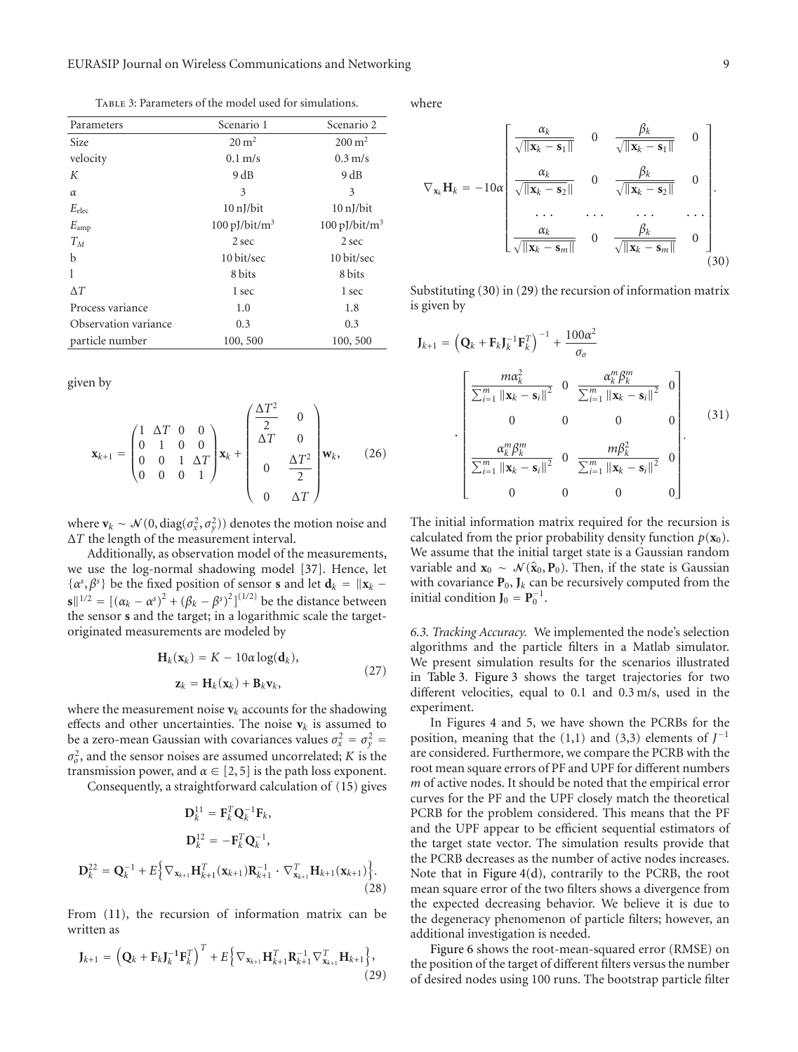Table 3: Parameters of the model used for simulations.

| Parameters | Scenario 1 | Scenario 2 |
|---|---|---|
| Size | $20\,\text{m}^2$ | $200\,\text{m}^2$ |
| velocity | 0.1 m/s | 0.3 m/s |
| $K$ | 9 dB | 9 dB |
| $\alpha$ | 3 | 3 |
| $E_{\text{elec}}$ | 10 nJ/bit | 10 nJ/bit |
| $E_{\text{amp}}$ | $100\,\text{pJ/bit/m}^3$ | $100\,\text{pJ/bit/m}^3$ |
| $T_M$ | 2 sec | 2 sec |
| b | 10 bit/sec | 10 bit/sec |
| l | 8 bits | 8 bits |
| $\Delta T$ | 1 sec | 1 sec |
| Process variance | 1.0 | 1.8 |
| Observation variance | 0.3 | 0.3 |
| particle number | 100, 500 | 100, 500 |

given by

$$\mathbf{x}_{k+1} = \begin{pmatrix} 1 & \Delta T & 0 & 0 \\ 0 & 1 & 0 & 0 \\ 0 & 0 & 1 & \Delta T \\ 0 & 0 & 0 & 1 \end{pmatrix} \mathbf{x}_k + \begin{pmatrix} \frac{\Delta T^2}{2} & 0 \\ \Delta T & 0 \\ 0 & \frac{\Delta T^2}{2} \\ 0 & \Delta T \end{pmatrix} \mathbf{w}_k, \tag{26}$$

where $\mathbf{v}_k \sim \mathcal{N}(0, \text{diag}(\sigma_x^2, \sigma_y^2))$ denotes the motion noise and $\Delta T$ the length of the measurement interval.

Additionally, as observation model of the measurements, we use the log-normal shadowing model [37]. Hence, let $\{\alpha^s, \beta^s\}$ be the fixed position of sensor $\mathbf{s}$ and let $\mathbf{d}_k = \|\mathbf{x}_k - \mathbf{s}\|^{1/2} = [(\alpha_k - \alpha^s)^2 + (\beta_k - \beta^s)^2]^{(1/2)}$ be the distance between the sensor $\mathbf{s}$ and the target; in a logarithmic scale the target-originated measurements are modeled by

$$\begin{gathered} \mathbf{H}_k(\mathbf{x}_k) = K - 10\alpha \log(\mathbf{d}_k), \\ \mathbf{z}_k = \mathbf{H}_k(\mathbf{x}_k) + \mathbf{B}_k \mathbf{v}_k, \end{gathered} \tag{27}$$

where the measurement noise $\mathbf{v}_k$ accounts for the shadowing effects and other uncertainties. The noise $\mathbf{v}_k$ is assumed to be a zero-mean Gaussian with covariances values $\sigma_x^2 = \sigma_y^2 = \sigma_o^2$, and the sensor noises are assumed uncorrelated; $K$ is the transmission power, and $\alpha \in [2, 5]$ is the path loss exponent.

Consequently, a straightforward calculation of (15) gives

$$\begin{gathered} \mathbf{D}_k^{11} = \mathbf{F}_k^T \mathbf{Q}_k^{-1} \mathbf{F}_k, \\ \mathbf{D}_k^{12} = -\mathbf{F}_k^T \mathbf{Q}_k^{-1}, \\ \mathbf{D}_k^{22} = \mathbf{Q}_k^{-1} + E\left\{ \nabla_{\mathbf{x}_{k+1}} \mathbf{H}_{k+1}^T(\mathbf{x}_{k+1}) \mathbf{R}_{k+1}^{-1} \cdot \nabla_{\mathbf{x}_{k+1}}^T \mathbf{H}_{k+1}(\mathbf{x}_{k+1}) \right\}. \end{gathered} \tag{28}$$

From (11), the recursion of information matrix can be written as

$$\mathbf{J}_{k+1} = \left( \mathbf{Q}_k + \mathbf{F}_k \mathbf{J}_k^{-1} \mathbf{F}_k^T \right)^T + E\left\{ \nabla_{\mathbf{x}_{k+1}} \mathbf{H}_{k+1}^T \mathbf{R}_{k+1}^{-1} \nabla_{\mathbf{x}_{k+1}}^T \mathbf{H}_{k+1} \right\}, \tag{29}$$

where

$$\nabla_{\mathbf{x}_k} \mathbf{H}_k = -10\alpha \begin{bmatrix} \frac{\alpha_k}{\sqrt{\|\mathbf{x}_k - \mathbf{s}_1\|}} & 0 & \frac{\beta_k}{\sqrt{\|\mathbf{x}_k - \mathbf{s}_1\|}} & 0 \\ \frac{\alpha_k}{\sqrt{\|\mathbf{x}_k - \mathbf{s}_2\|}} & 0 & \frac{\beta_k}{\sqrt{\|\mathbf{x}_k - \mathbf{s}_2\|}} & 0 \\ \cdots & \cdots & \cdots & \cdots \\ \frac{\alpha_k}{\sqrt{\|\mathbf{x}_k - \mathbf{s}_m\|}} & 0 & \frac{\beta_k}{\sqrt{\|\mathbf{x}_k - \mathbf{s}_m\|}} & 0 \end{bmatrix}. \tag{30}$$

Substituting (30) in (29) the recursion of information matrix is given by

$$\mathbf{J}_{k+1} = \left( \mathbf{Q}_k + \mathbf{F}_k \mathbf{J}_k^{-1} \mathbf{F}_k^T \right)^{-1} + \frac{100\alpha^2}{\sigma_o} \cdot \begin{bmatrix} \frac{m\alpha_k^2}{\sum_{i=1}^m \|\mathbf{x}_k - \mathbf{s}_i\|^2} & 0 & \frac{\alpha_k^m \beta_k^m}{\sum_{i=1}^m \|\mathbf{x}_k - \mathbf{s}_i\|^2} & 0 \\ 0 & 0 & 0 & 0 \\ \frac{\alpha_k^m \beta_k^m}{\sum_{i=1}^m \|\mathbf{x}_k - \mathbf{s}_i\|^2} & 0 & \frac{m\beta_k^2}{\sum_{i=1}^m \|\mathbf{x}_k - \mathbf{s}_i\|^2} & 0 \\ 0 & 0 & 0 & 0 \end{bmatrix}. \tag{31}$$

The initial information matrix required for the recursion is calculated from the prior probability density function $p(\mathbf{x}_0)$. We assume that the initial target state is a Gaussian random variable and $\mathbf{x}_0 \sim \mathcal{N}(\hat{\mathbf{x}}_0, \mathbf{P}_0)$. Then, if the state is Gaussian with covariance $\mathbf{P}_0$, $\mathbf{J}_k$ can be recursively computed from the initial condition $\mathbf{J}_0 = \mathbf{P}_0^{-1}$.

*6.3. Tracking Accuracy.* We implemented the node's selection algorithms and the particle filters in a Matlab simulator. We present simulation results for the scenarios illustrated in Table 3. Figure 3 shows the target trajectories for two different velocities, equal to 0.1 and 0.3 m/s, used in the experiment.

In Figures 4 and 5, we have shown the PCRBs for the position, meaning that the (1,1) and (3,3) elements of $J^{-1}$ are considered. Furthermore, we compare the PCRB with the root mean square errors of PF and UPF for different numbers $m$ of active nodes. It should be noted that the empirical error curves for the PF and the UPF closely match the theoretical PCRB for the problem considered. This means that the PF and the UPF appear to be efficient sequential estimators of the target state vector. The simulation results provide that the PCRB decreases as the number of active nodes increases. Note that in Figure 4(d), contrarily to the PCRB, the root mean square error of the two filters shows a divergence from the expected decreasing behavior. We believe it is due to the degeneracy phenomenon of particle filters; however, an additional investigation is needed.

Figure 6 shows the root-mean-squared error (RMSE) on the position of the target of different filters versus the number of desired nodes using 100 runs. The bootstrap particle filter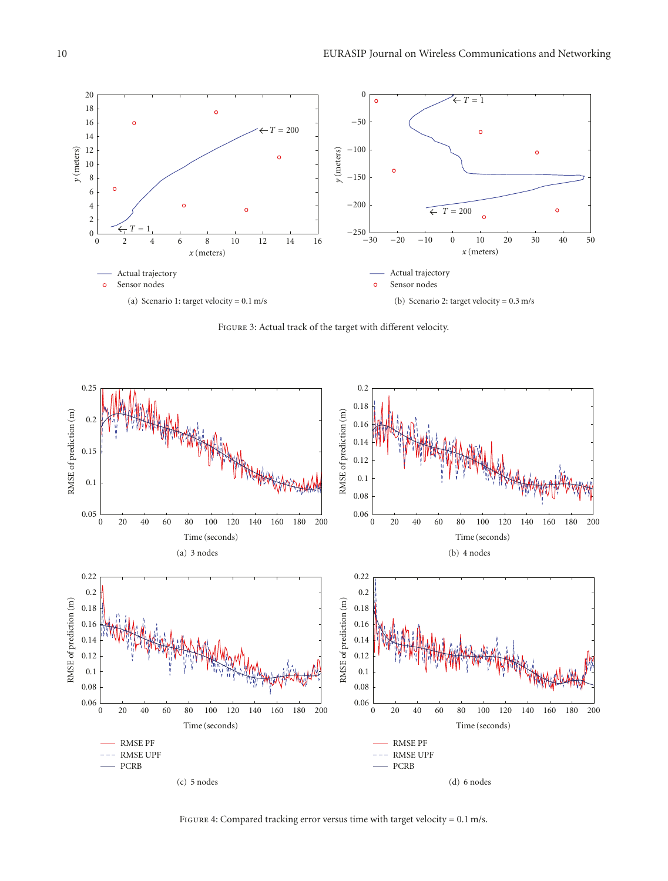(a) Scenario 1: target velocity = 0.1 m/s

(b) Scenario 2: target velocity = 0.3 m/s

Figure 3: Actual track of the target with different velocity.

(a) 3 nodes

(b) 4 nodes

(c) 5 nodes

(d) 6 nodes

Figure 4: Compared tracking error versus time with target velocity = 0.1 m/s.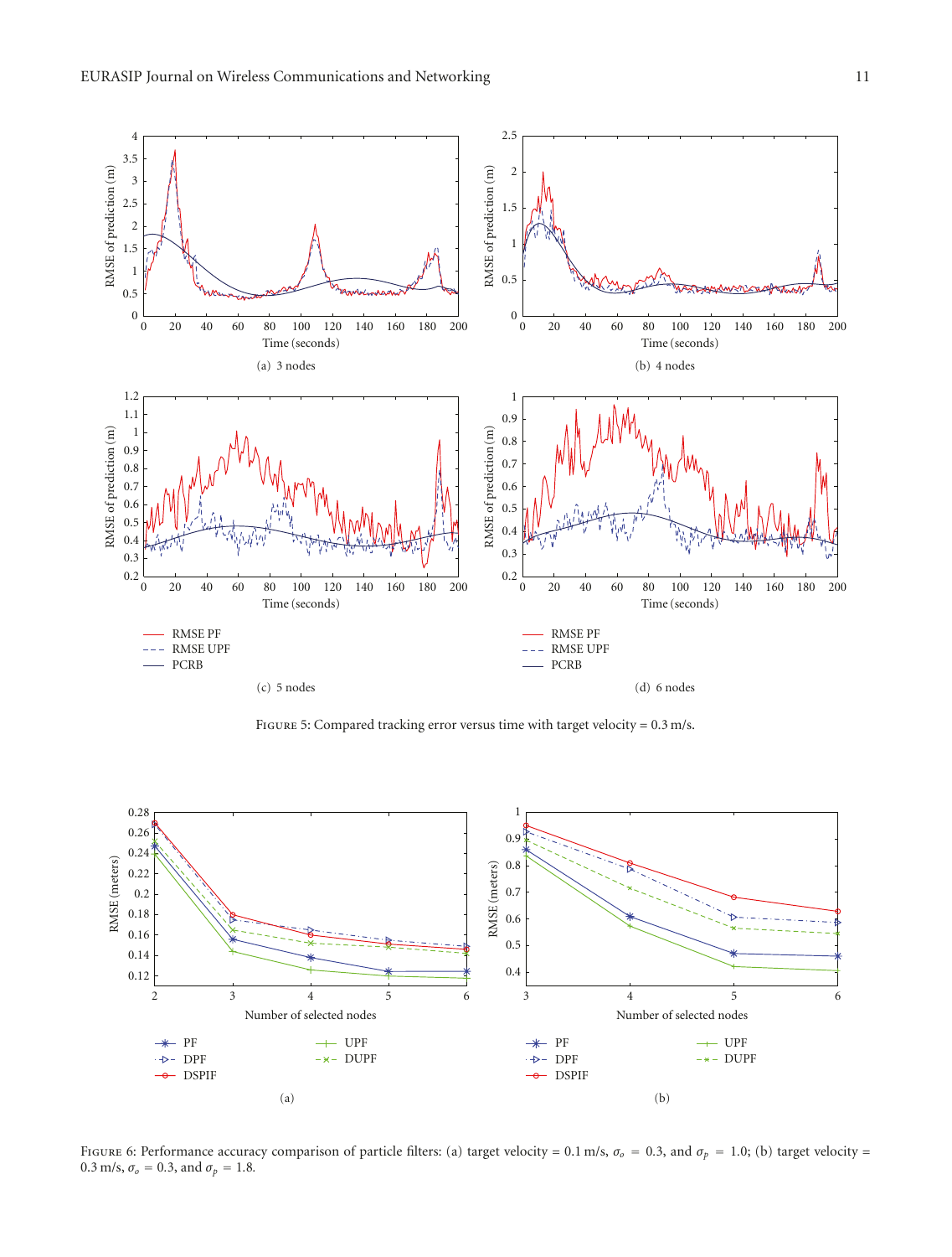(a) 3 nodes

(b) 4 nodes

(c) 5 nodes

(d) 6 nodes

Figure 5: Compared tracking error versus time with target velocity = 0.3 m/s.

(a)

(b)

Figure 6: Performance accuracy comparison of particle filters: (a) target velocity = 0.1 m/s, $\sigma_o = 0.3$, and $\sigma_p = 1.0$; (b) target velocity = 0.3 m/s, $\sigma_o = 0.3$, and $\sigma_p = 1.8$.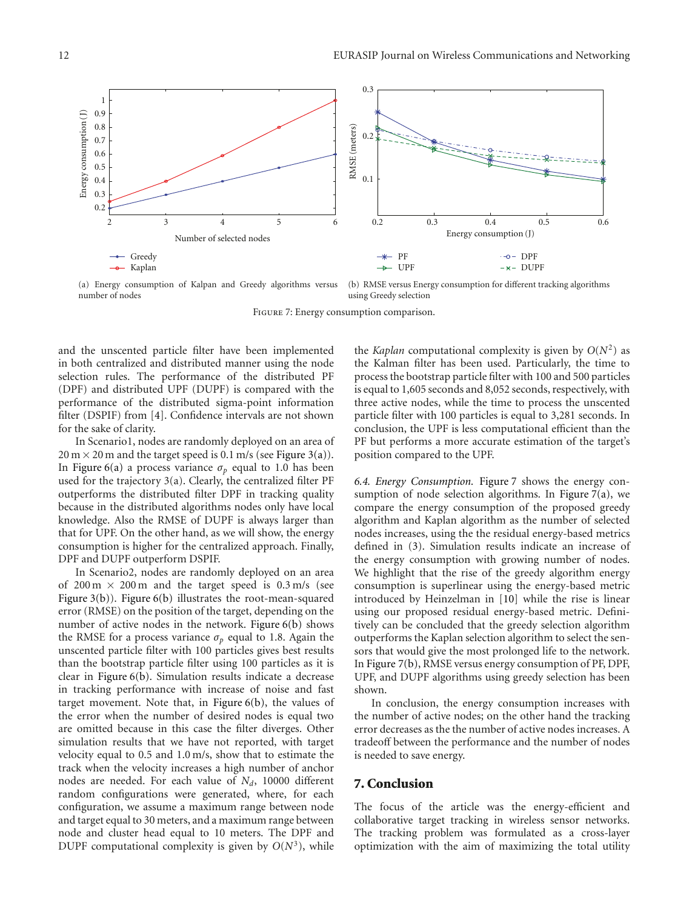(a) Energy consumption of Kalpan and Greedy algorithms versus number of nodes

(b) RMSE versus Energy consumption for different tracking algorithms using Greedy selection

Figure 7: Energy consumption comparison.

and the unscented particle filter have been implemented in both centralized and distributed manner using the node selection rules. The performance of the distributed PF (DPF) and distributed UPF (DUPF) is compared with the performance of the distributed sigma-point information filter (DSPIF) from [4]. Confidence intervals are not shown for the sake of clarity.

In Scenario1, nodes are randomly deployed on an area of 20 m × 20 m and the target speed is 0.1 m/s (see Figure 3(a)). In Figure 6(a) a process variance $\sigma_p$ equal to 1.0 has been used for the trajectory 3(a). Clearly, the centralized filter PF outperforms the distributed filter DPF in tracking quality because in the distributed algorithms nodes only have local knowledge. Also the RMSE of DUPF is always larger than that for UPF. On the other hand, as we will show, the energy consumption is higher for the centralized approach. Finally, DPF and DUPF outperform DSPIF.

In Scenario2, nodes are randomly deployed on an area of 200 m × 200 m and the target speed is 0.3 m/s (see Figure 3(b)). Figure 6(b) illustrates the root-mean-squared error (RMSE) on the position of the target, depending on the number of active nodes in the network. Figure 6(b) shows the RMSE for a process variance $\sigma_p$ equal to 1.8. Again the unscented particle filter with 100 particles gives best results than the bootstrap particle filter using 100 particles as it is clear in Figure 6(b). Simulation results indicate a decrease in tracking performance with increase of noise and fast target movement. Note that, in Figure 6(b), the values of the error when the number of desired nodes is equal two are omitted because in this case the filter diverges. Other simulation results that we have not reported, with target velocity equal to 0.5 and 1.0 m/s, show that to estimate the track when the velocity increases a high number of anchor nodes are needed. For each value of $N_d$, 10000 different random configurations were generated, where, for each configuration, we assume a maximum range between node and target equal to 30 meters, and a maximum range between node and cluster head equal to 10 meters. The DPF and DUPF computational complexity is given by $O(N^3)$, while the *Kaplan* computational complexity is given by $O(N^2)$ as the Kalman filter has been used. Particularly, the time to process the bootstrap particle filter with 100 and 500 particles is equal to 1,605 seconds and 8,052 seconds, respectively, with three active nodes, while the time to process the unscented particle filter with 100 particles is equal to 3,281 seconds. In conclusion, the UPF is less computational efficient than the PF but performs a more accurate estimation of the target's position compared to the UPF.

*6.4. Energy Consumption.* Figure 7 shows the energy consumption of node selection algorithms. In Figure 7(a), we compare the energy consumption of the proposed greedy algorithm and Kaplan algorithm as the number of selected nodes increases, using the the residual energy-based metrics defined in (3). Simulation results indicate an increase of the energy consumption with growing number of nodes. We highlight that the rise of the greedy algorithm energy consumption is superlinear using the energy-based metric introduced by Heinzelman in [10] while the rise is linear using our proposed residual energy-based metric. Definitively can be concluded that the greedy selection algorithm outperforms the Kaplan selection algorithm to select the sensors that would give the most prolonged life to the network. In Figure 7(b), RMSE versus energy consumption of PF, DPF, UPF, and DUPF algorithms using greedy selection has been shown.

In conclusion, the energy consumption increases with the number of active nodes; on the other hand the tracking error decreases as the the number of active nodes increases. A tradeoff between the performance and the number of nodes is needed to save energy.

## 7. Conclusion

The focus of the article was the energy-efficient and collaborative target tracking in wireless sensor networks. The tracking problem was formulated as a cross-layer optimization with the aim of maximizing the total utility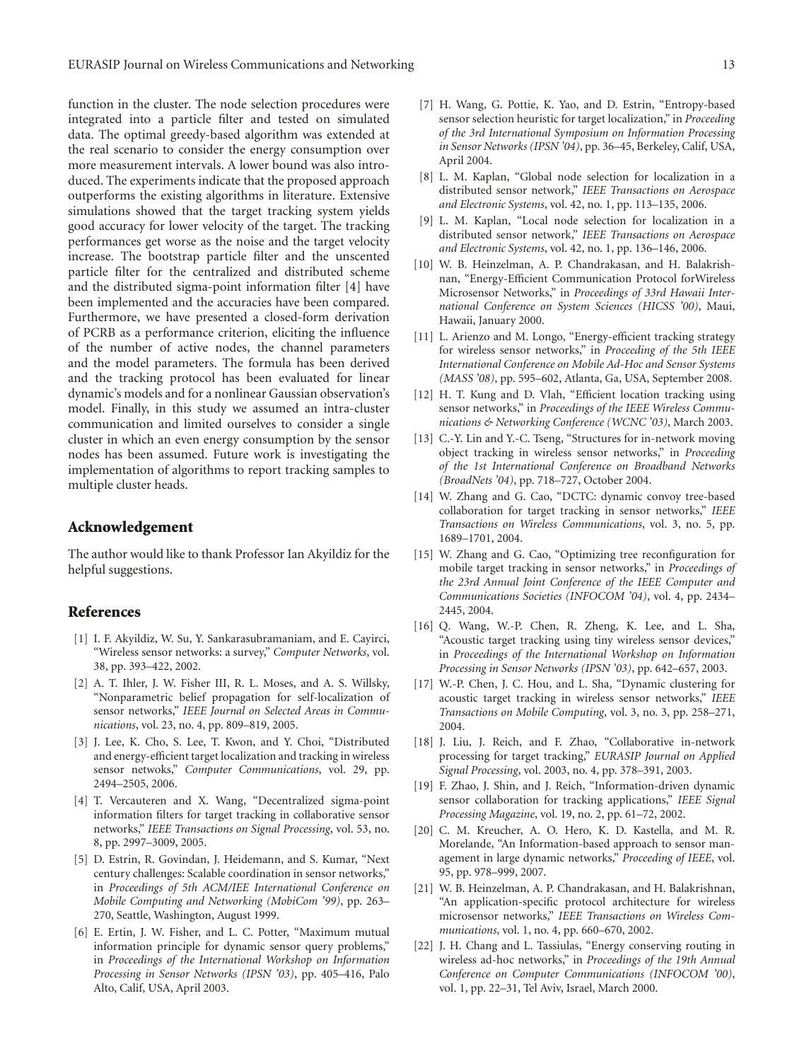function in the cluster. The node selection procedures were integrated into a particle filter and tested on simulated data. The optimal greedy-based algorithm was extended at the real scenario to consider the energy consumption over more measurement intervals. A lower bound was also introduced. The experiments indicate that the proposed approach outperforms the existing algorithms in literature. Extensive simulations showed that the target tracking system yields good accuracy for lower velocity of the target. The tracking performances get worse as the noise and the target velocity increase. The bootstrap particle filter and the unscented particle filter for the centralized and distributed scheme and the distributed sigma-point information filter [4] have been implemented and the accuracies have been compared. Furthermore, we have presented a closed-form derivation of PCRB as a performance criterion, eliciting the influence of the number of active nodes, the channel parameters and the model parameters. The formula has been derived and the tracking protocol has been evaluated for linear dynamic's models and for a nonlinear Gaussian observation's model. Finally, in this study we assumed an intra-cluster communication and limited ourselves to consider a single cluster in which an even energy consumption by the sensor nodes has been assumed. Future work is investigating the implementation of algorithms to report tracking samples to multiple cluster heads.

## Acknowledgement

The author would like to thank Professor Ian Akyildiz for the helpful suggestions.

## References

[1] I. F. Akyildiz, W. Su, Y. Sankarasubramaniam, and E. Cayirci, "Wireless sensor networks: a survey," *Computer Networks*, vol. 38, pp. 393–422, 2002.

[2] A. T. Ihler, J. W. Fisher III, R. L. Moses, and A. S. Willsky, "Nonparametric belief propagation for self-localization of sensor networks," *IEEE Journal on Selected Areas in Communications*, vol. 23, no. 4, pp. 809–819, 2005.

[3] J. Lee, K. Cho, S. Lee, T. Kwon, and Y. Choi, "Distributed and energy-efficient target localization and tracking in wireless sensor netwoks," *Computer Communications*, vol. 29, pp. 2494–2505, 2006.

[4] T. Vercauteren and X. Wang, "Decentralized sigma-point information filters for target tracking in collaborative sensor networks," *IEEE Transactions on Signal Processing*, vol. 53, no. 8, pp. 2997–3009, 2005.

[5] D. Estrin, R. Govindan, J. Heidemann, and S. Kumar, "Next century challenges: Scalable coordination in sensor networks," in *Proceedings of 5th ACM/IEEE International Conference on Mobile Computing and Networking (MobiCom '99)*, pp. 263–270, Seattle, Washington, August 1999.

[6] E. Ertin, J. W. Fisher, and L. C. Potter, "Maximum mutual information principle for dynamic sensor query problems," in *Proceedings of the International Workshop on Information Processing in Sensor Networks (IPSN '03)*, pp. 405–416, Palo Alto, Calif, USA, April 2003.

[7] H. Wang, G. Pottie, K. Yao, and D. Estrin, "Entropy-based sensor selection heuristic for target localization," in *Proceeding of the 3rd International Symposium on Information Processing in Sensor Networks (IPSN '04)*, pp. 36–45, Berkeley, Calif, USA, April 2004.

[8] L. M. Kaplan, "Global node selection for localization in a distributed sensor network," *IEEE Transactions on Aerospace and Electronic Systems*, vol. 42, no. 1, pp. 113–135, 2006.

[9] L. M. Kaplan, "Local node selection for localization in a distributed sensor network," *IEEE Transactions on Aerospace and Electronic Systems*, vol. 42, no. 1, pp. 136–146, 2006.

[10] W. B. Heinzelman, A. P. Chandrakasan, and H. Balakrishnan, "Energy-Efficient Communication Protocol forWireless Microsensor Networks," in *Proceedings of 33rd Hawaii International Conference on System Sciences (HICSS '00)*, Maui, Hawaii, January 2000.

[11] L. Arienzo and M. Longo, "Energy-efficient tracking strategy for wireless sensor networks," in *Proceeding of the 5th IEEE International Conference on Mobile Ad-Hoc and Sensor Systems (MASS '08)*, pp. 595–602, Atlanta, Ga, USA, September 2008.

[12] H. T. Kung and D. Vlah, "Efficient location tracking using sensor networks," in *Proceedings of the IEEE Wireless Communications & Networking Conference (WCNC '03)*, March 2003.

[13] C.-Y. Lin and Y.-C. Tseng, "Structures for in-network moving object tracking in wireless sensor networks," in *Proceeding of the 1st International Conference on Broadband Networks (BroadNets '04)*, pp. 718–727, October 2004.

[14] W. Zhang and G. Cao, "DCTC: dynamic convoy tree-based collaboration for target tracking in sensor networks," *IEEE Transactions on Wireless Communications*, vol. 3, no. 5, pp. 1689–1701, 2004.

[15] W. Zhang and G. Cao, "Optimizing tree reconfiguration for mobile target tracking in sensor networks," in *Proceedings of the 23rd Annual Joint Conference of the IEEE Computer and Communications Societies (INFOCOM '04)*, vol. 4, pp. 2434–2445, 2004.

[16] Q. Wang, W.-P. Chen, R. Zheng, K. Lee, and L. Sha, "Acoustic target tracking using tiny wireless sensor devices," in *Proceedings of the International Workshop on Information Processing in Sensor Networks (IPSN '03)*, pp. 642–657, 2003.

[17] W.-P. Chen, J. C. Hou, and L. Sha, "Dynamic clustering for acoustic target tracking in wireless sensor networks," *IEEE Transactions on Mobile Computing*, vol. 3, no. 3, pp. 258–271, 2004.

[18] J. Liu, J. Reich, and F. Zhao, "Collaborative in-network processing for target tracking," *EURASIP Journal on Applied Signal Processing*, vol. 2003, no. 4, pp. 378–391, 2003.

[19] F. Zhao, J. Shin, and J. Reich, "Information-driven dynamic sensor collaboration for tracking applications," *IEEE Signal Processing Magazine*, vol. 19, no. 2, pp. 61–72, 2002.

[20] C. M. Kreucher, A. O. Hero, K. D. Kastella, and M. R. Morelande, "An Information-based approach to sensor management in large dynamic networks," *Proceeding of IEEE*, vol. 95, pp. 978–999, 2007.

[21] W. B. Heinzelman, A. P. Chandrakasan, and H. Balakrishnan, "An application-specific protocol architecture for wireless microsensor networks," *IEEE Transactions on Wireless Communications*, vol. 1, no. 4, pp. 660–670, 2002.

[22] J. H. Chang and L. Tassiulas, "Energy conserving routing in wireless ad-hoc networks," in *Proceedings of the 19th Annual Conference on Computer Communications (INFOCOM '00)*, vol. 1, pp. 22–31, Tel Aviv, Israel, March 2000.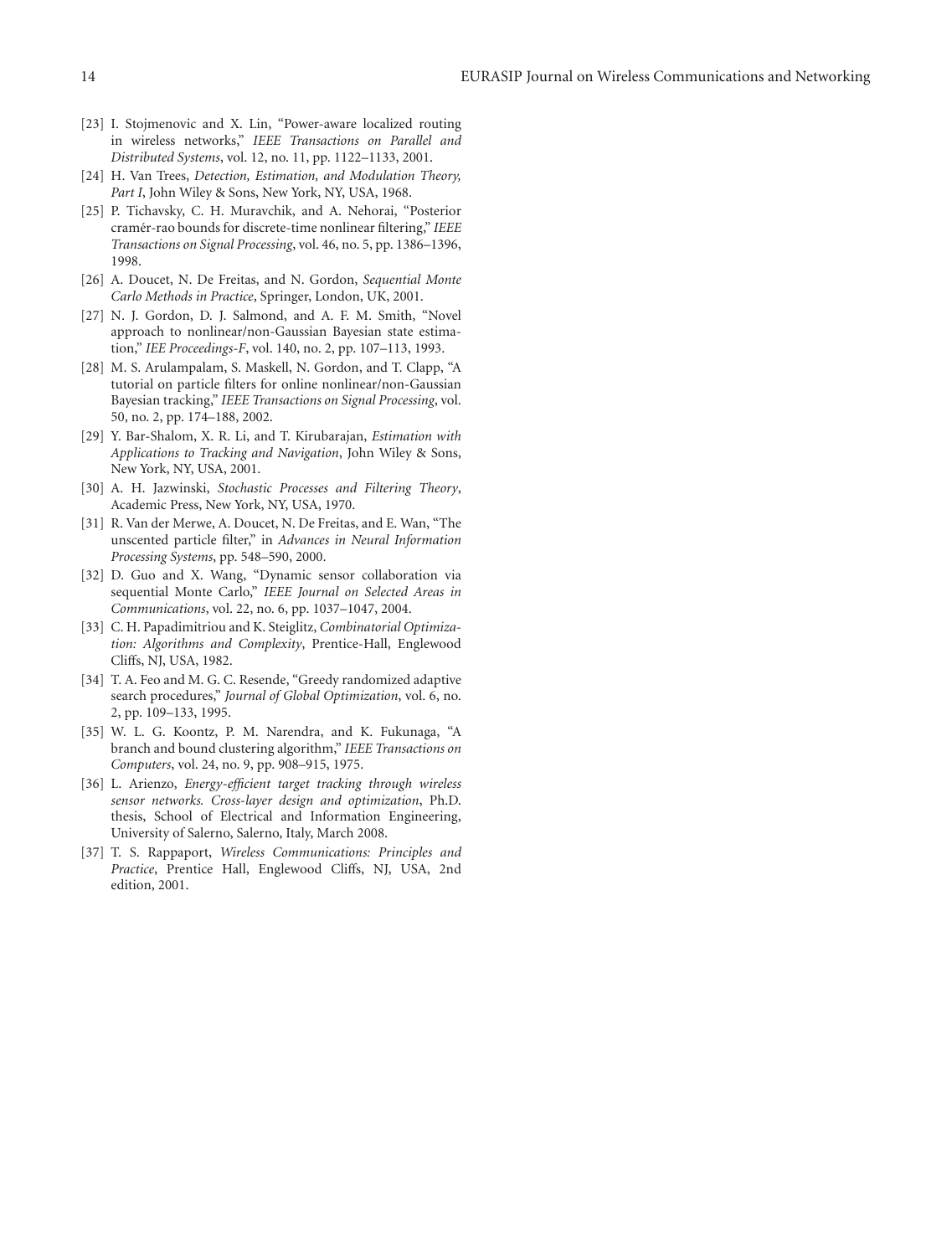[23] I. Stojmenovic and X. Lin, "Power-aware localized routing in wireless networks," *IEEE Transactions on Parallel and Distributed Systems*, vol. 12, no. 11, pp. 1122–1133, 2001.

[24] H. Van Trees, *Detection, Estimation, and Modulation Theory, Part I*, John Wiley & Sons, New York, NY, USA, 1968.

[25] P. Tichavsky, C. H. Muravchik, and A. Nehorai, "Posterior cramér-rao bounds for discrete-time nonlinear filtering," *IEEE Transactions on Signal Processing*, vol. 46, no. 5, pp. 1386–1396, 1998.

[26] A. Doucet, N. De Freitas, and N. Gordon, *Sequential Monte Carlo Methods in Practice*, Springer, London, UK, 2001.

[27] N. J. Gordon, D. J. Salmond, and A. F. M. Smith, "Novel approach to nonlinear/non-Gaussian Bayesian state estimation," *IEE Proceedings-F*, vol. 140, no. 2, pp. 107–113, 1993.

[28] M. S. Arulampalam, S. Maskell, N. Gordon, and T. Clapp, "A tutorial on particle filters for online nonlinear/non-Gaussian Bayesian tracking," *IEEE Transactions on Signal Processing*, vol. 50, no. 2, pp. 174–188, 2002.

[29] Y. Bar-Shalom, X. R. Li, and T. Kirubarajan, *Estimation with Applications to Tracking and Navigation*, John Wiley & Sons, New York, NY, USA, 2001.

[30] A. H. Jazwinski, *Stochastic Processes and Filtering Theory*, Academic Press, New York, NY, USA, 1970.

[31] R. Van der Merwe, A. Doucet, N. De Freitas, and E. Wan, "The unscented particle filter," in *Advances in Neural Information Processing Systems*, pp. 548–590, 2000.

[32] D. Guo and X. Wang, "Dynamic sensor collaboration via sequential Monte Carlo," *IEEE Journal on Selected Areas in Communications*, vol. 22, no. 6, pp. 1037–1047, 2004.

[33] C. H. Papadimitriou and K. Steiglitz, *Combinatorial Optimization: Algorithms and Complexity*, Prentice-Hall, Englewood Cliffs, NJ, USA, 1982.

[34] T. A. Feo and M. G. C. Resende, "Greedy randomized adaptive search procedures," *Journal of Global Optimization*, vol. 6, no. 2, pp. 109–133, 1995.

[35] W. L. G. Koontz, P. M. Narendra, and K. Fukunaga, "A branch and bound clustering algorithm," *IEEE Transactions on Computers*, vol. 24, no. 9, pp. 908–915, 1975.

[36] L. Arienzo, *Energy-efficient target tracking through wireless sensor networks. Cross-layer design and optimization*, Ph.D. thesis, School of Electrical and Information Engineering, University of Salerno, Salerno, Italy, March 2008.

[37] T. S. Rappaport, *Wireless Communications: Principles and Practice*, Prentice Hall, Englewood Cliffs, NJ, USA, 2nd edition, 2001.